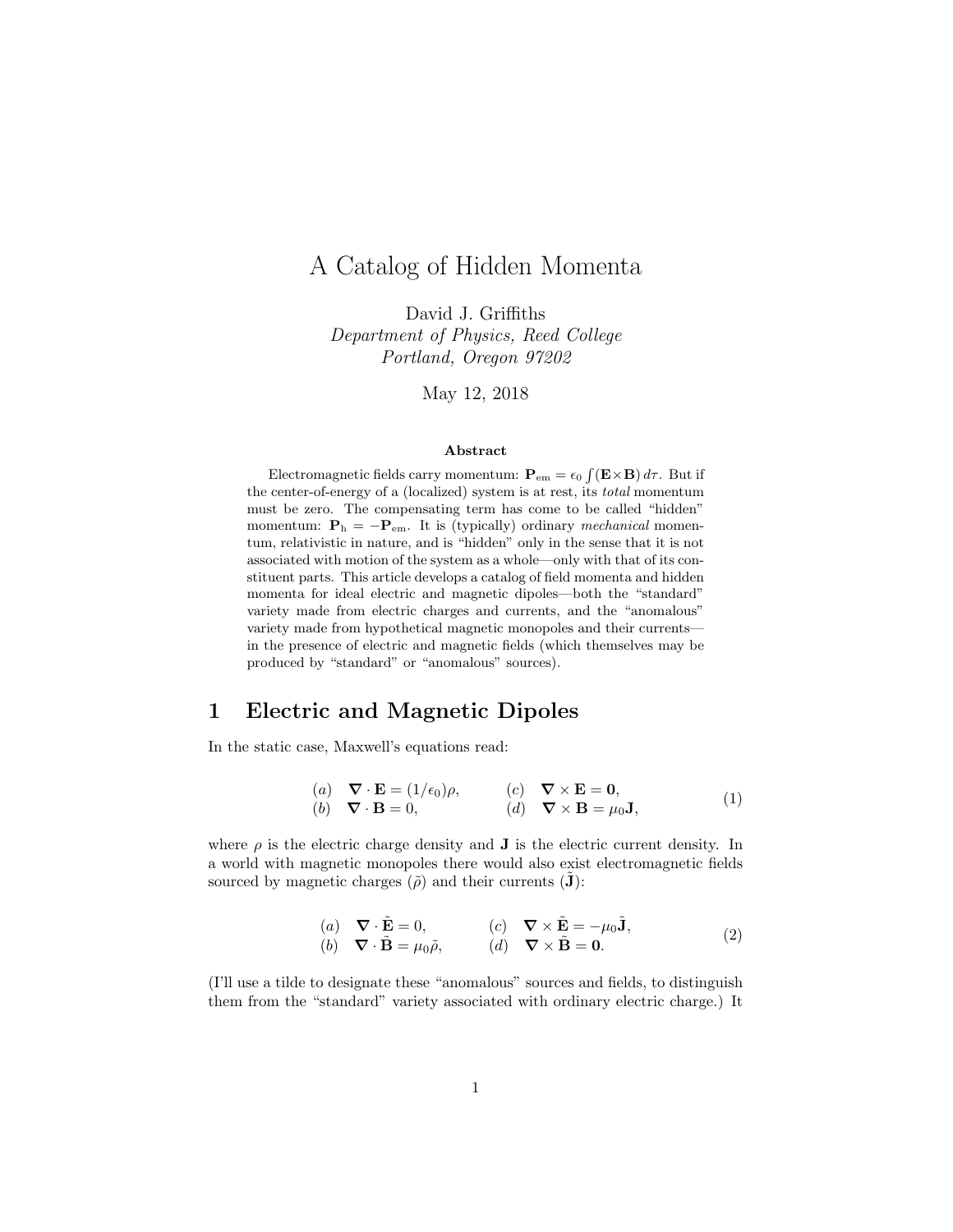# A Catalog of Hidden Momenta

David J. Griffiths
*Department of Physics, Reed College*
*Portland, Oregon 97202*

May 12, 2018

### Abstract

Electromagnetic fields carry momentum: $\mathbf{P}_{\rm em} = \epsilon_0 \int (\mathbf{E}\times\mathbf{B})\, d\tau$. But if the center-of-energy of a (localized) system is at rest, its *total* momentum must be zero. The compensating term has come to be called "hidden" momentum: $\mathbf{P}_{\rm h} = -\mathbf{P}_{\rm em}$. It is (typically) ordinary *mechanical* momentum, relativistic in nature, and is "hidden" only in the sense that it is not associated with motion of the system as a whole—only with that of its constituent parts. This article develops a catalog of field momenta and hidden momenta for ideal electric and magnetic dipoles—both the "standard" variety made from electric charges and currents, and the "anomalous" variety made from hypothetical magnetic monopoles and their currents—in the presence of electric and magnetic fields (which themselves may be produced by "standard" or "anomalous" sources).

## 1 Electric and Magnetic Dipoles

In the static case, Maxwell's equations read:

$$
\begin{array}{llll}
(a) & \boldsymbol{\nabla}\cdot\mathbf{E} = (1/\epsilon_0)\rho, & (c) & \boldsymbol{\nabla}\times\mathbf{E} = \mathbf{0}, \\
(b) & \boldsymbol{\nabla}\cdot\mathbf{B} = 0, & (d) & \boldsymbol{\nabla}\times\mathbf{B} = \mu_0\mathbf{J},
\end{array}
\tag{1}
$$

where $\rho$ is the electric charge density and $\mathbf{J}$ is the electric current density. In a world with magnetic monopoles there would also exist electromagnetic fields sourced by magnetic charges ($\tilde{\rho}$) and their currents ($\tilde{\mathbf{J}}$):

$$
\begin{array}{llll}
(a) & \boldsymbol{\nabla}\cdot\tilde{\mathbf{E}} = 0, & (c) & \boldsymbol{\nabla}\times\tilde{\mathbf{E}} = -\mu_0\tilde{\mathbf{J}}, \\
(b) & \boldsymbol{\nabla}\cdot\tilde{\mathbf{B}} = \mu_0\tilde{\rho}, & (d) & \boldsymbol{\nabla}\times\tilde{\mathbf{B}} = \mathbf{0}.
\end{array}
\tag{2}
$$

(I'll use a tilde to designate these "anomalous" sources and fields, to distinguish them from the "standard" variety associated with ordinary electric charge.) It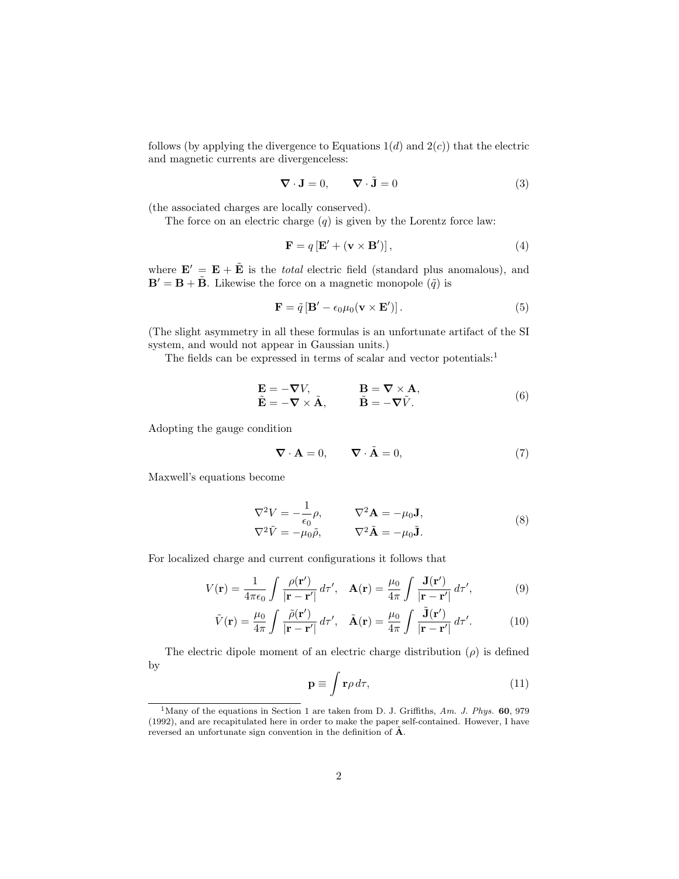follows (by applying the divergence to Equations 1(*d*) and 2(*c*)) that the electric and magnetic currents are divergenceless:

$$\nabla \cdot \mathbf{J} = 0, \qquad \nabla \cdot \tilde{\mathbf{J}} = 0 \tag{3}$$

(the associated charges are locally conserved).

The force on an electric charge ($q$) is given by the Lorentz force law:

$$\mathbf{F} = q\left[\mathbf{E}' + (\mathbf{v} \times \mathbf{B}')\right], \tag{4}$$

where $\mathbf{E}' = \mathbf{E} + \tilde{\mathbf{E}}$ is the *total* electric field (standard plus anomalous), and $\mathbf{B}' = \mathbf{B} + \tilde{\mathbf{B}}$. Likewise the force on a magnetic monopole ($\tilde{q}$) is

$$\mathbf{F} = \tilde{q}\left[\mathbf{B}' - \epsilon_0\mu_0(\mathbf{v} \times \mathbf{E}')\right]. \tag{5}$$

(The slight asymmetry in all these formulas is an unfortunate artifact of the SI system, and would not appear in Gaussian units.)

The fields can be expressed in terms of scalar and vector potentials:[1]

$$\begin{aligned} \mathbf{E} &= -\nabla V, & \mathbf{B} &= \nabla \times \mathbf{A}, \\ \tilde{\mathbf{E}} &= -\nabla \times \tilde{\mathbf{A}}, & \tilde{\mathbf{B}} &= -\nabla \tilde{V}. \end{aligned} \tag{6}$$

Adopting the gauge condition

$$\nabla \cdot \mathbf{A} = 0, \qquad \nabla \cdot \tilde{\mathbf{A}} = 0, \tag{7}$$

Maxwell's equations become

$$\begin{aligned} \nabla^2 V &= -\frac{1}{\epsilon_0}\rho, & \nabla^2 \mathbf{A} &= -\mu_0 \mathbf{J}, \\ \nabla^2 \tilde{V} &= -\mu_0 \tilde{\rho}, & \nabla^2 \tilde{\mathbf{A}} &= -\mu_0 \tilde{\mathbf{J}}. \end{aligned} \tag{8}$$

For localized charge and current configurations it follows that

$$V(\mathbf{r}) = \frac{1}{4\pi\epsilon_0}\int \frac{\rho(\mathbf{r}')}{|\mathbf{r} - \mathbf{r}'|}\, d\tau', \quad \mathbf{A}(\mathbf{r}) = \frac{\mu_0}{4\pi}\int \frac{\mathbf{J}(\mathbf{r}')}{|\mathbf{r} - \mathbf{r}'|}\, d\tau', \tag{9}$$

$$\tilde{V}(\mathbf{r}) = \frac{\mu_0}{4\pi}\int \frac{\tilde{\rho}(\mathbf{r}')}{|\mathbf{r} - \mathbf{r}'|}\, d\tau', \quad \tilde{\mathbf{A}}(\mathbf{r}) = \frac{\mu_0}{4\pi}\int \frac{\tilde{\mathbf{J}}(\mathbf{r}')}{|\mathbf{r} - \mathbf{r}'|}\, d\tau'. \tag{10}$$

The electric dipole moment of an electric charge distribution ($\rho$) is defined by

$$\mathbf{p} \equiv \int \mathbf{r}\rho\, d\tau, \tag{11}$$

[1] Many of the equations in Section 1 are taken from D. J. Griffiths, *Am. J. Phys.* **60**, 979 (1992), and are recapitulated here in order to make the paper self-contained. However, I have reversed an unfortunate sign convention in the definition of $\tilde{\mathbf{A}}$.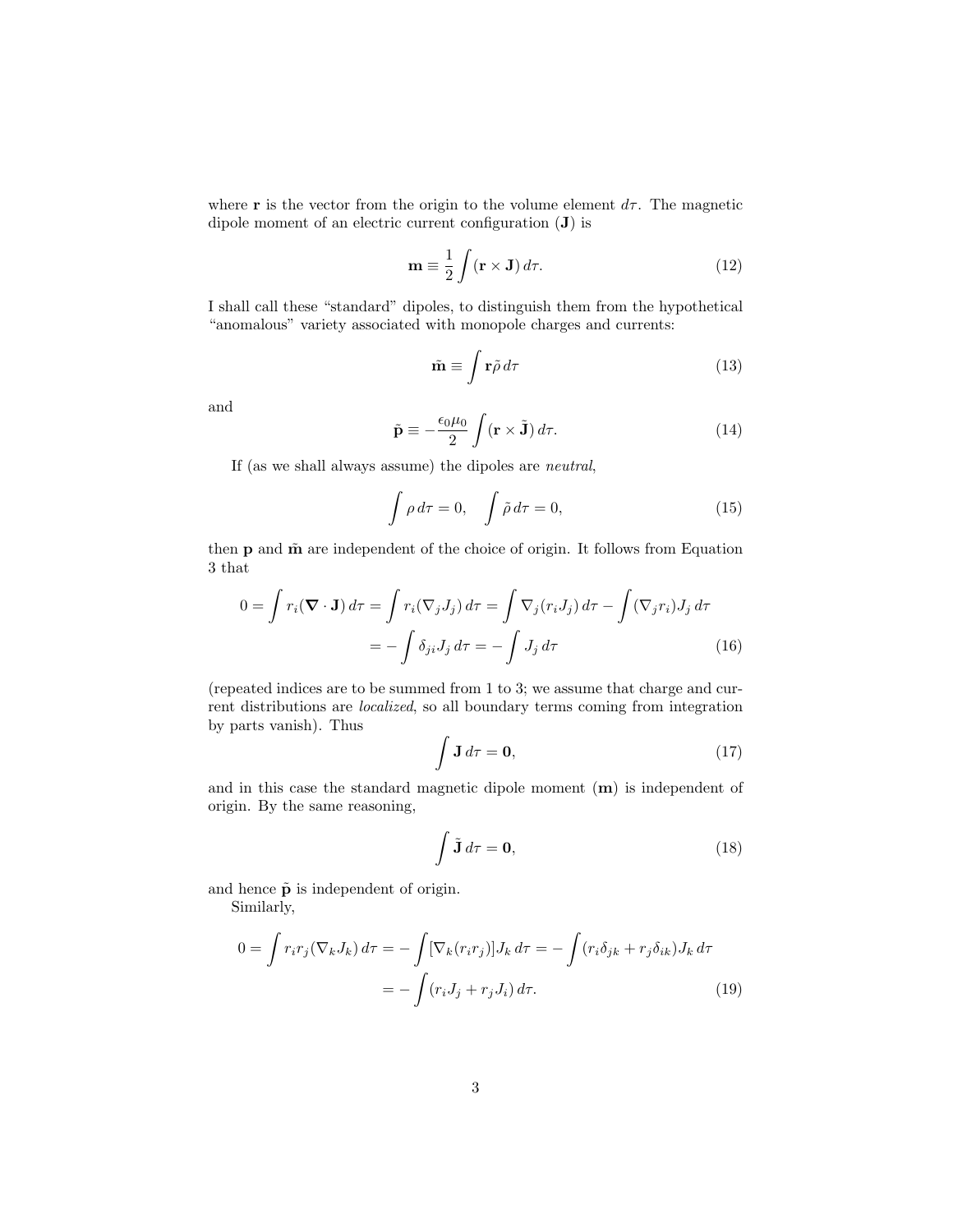where $\mathbf{r}$ is the vector from the origin to the volume element $d\tau$. The magnetic dipole moment of an electric current configuration ($\mathbf{J}$) is

$$\mathbf{m} \equiv \frac{1}{2}\int (\mathbf{r} \times \mathbf{J})\, d\tau. \tag{12}$$

I shall call these "standard" dipoles, to distinguish them from the hypothetical "anomalous" variety associated with monopole charges and currents:

$$\tilde{\mathbf{m}} \equiv \int \mathbf{r}\tilde{\rho}\, d\tau \tag{13}$$

and

$$\tilde{\mathbf{p}} \equiv -\frac{\epsilon_0\mu_0}{2}\int (\mathbf{r} \times \tilde{\mathbf{J}})\, d\tau. \tag{14}$$

If (as we shall always assume) the dipoles are *neutral*,

$$\int \rho\, d\tau = 0, \quad \int \tilde{\rho}\, d\tau = 0, \tag{15}$$

then $\mathbf{p}$ and $\tilde{\mathbf{m}}$ are independent of the choice of origin. It follows from Equation 3 that

$$\begin{aligned} 0 = \int r_i(\boldsymbol{\nabla}\cdot\mathbf{J})\, d\tau &= \int r_i(\nabla_j J_j)\, d\tau = \int \nabla_j(r_i J_j)\, d\tau - \int (\nabla_j r_i)J_j\, d\tau \\ &= -\int \delta_{ji}J_j\, d\tau = -\int J_j\, d\tau \end{aligned} \tag{16}$$

(repeated indices are to be summed from 1 to 3; we assume that charge and current distributions are *localized*, so all boundary terms coming from integration by parts vanish). Thus

$$\int \mathbf{J}\, d\tau = \mathbf{0}, \tag{17}$$

and in this case the standard magnetic dipole moment ($\mathbf{m}$) is independent of origin. By the same reasoning,

$$\int \tilde{\mathbf{J}}\, d\tau = \mathbf{0}, \tag{18}$$

and hence $\tilde{\mathbf{p}}$ is independent of origin.

Similarly,

$$\begin{aligned} 0 = \int r_i r_j(\nabla_k J_k)\, d\tau &= -\int [\nabla_k(r_i r_j)]J_k\, d\tau = -\int (r_i\delta_{jk} + r_j\delta_{ik})J_k\, d\tau \\ &= -\int (r_i J_j + r_j J_i)\, d\tau. \end{aligned} \tag{19}$$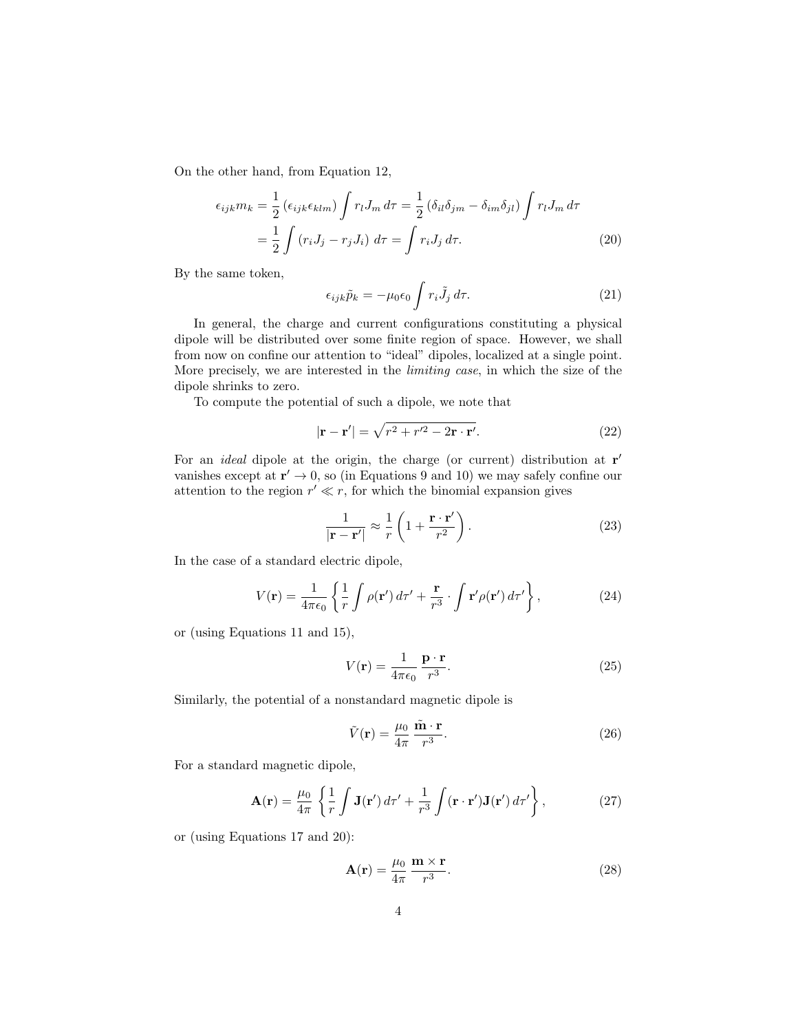On the other hand, from Equation 12,

$$\begin{aligned}\epsilon_{ijk} m_k &= \frac{1}{2}\left(\epsilon_{ijk}\epsilon_{klm}\right)\int r_l J_m \, d\tau = \frac{1}{2}\left(\delta_{il}\delta_{jm} - \delta_{im}\delta_{jl}\right)\int r_l J_m \, d\tau \\ &= \frac{1}{2}\int \left(r_i J_j - r_j J_i\right) \, d\tau = \int r_i J_j \, d\tau. \end{aligned} \tag{20}$$

By the same token,

$$\epsilon_{ijk}\tilde{p}_k = -\mu_0\epsilon_0 \int r_i \tilde{J}_j \, d\tau. \tag{21}$$

In general, the charge and current configurations constituting a physical dipole will be distributed over some finite region of space. However, we shall from now on confine our attention to "ideal" dipoles, localized at a single point. More precisely, we are interested in the *limiting case*, in which the size of the dipole shrinks to zero.

To compute the potential of such a dipole, we note that

$$|\mathbf{r} - \mathbf{r}'| = \sqrt{r^2 + r'^2 - 2\mathbf{r}\cdot\mathbf{r}'}. \tag{22}$$

For an *ideal* dipole at the origin, the charge (or current) distribution at $\mathbf{r}'$ vanishes except at $\mathbf{r}' \to 0$, so (in Equations 9 and 10) we may safely confine our attention to the region $r' \ll r$, for which the binomial expansion gives

$$\frac{1}{|\mathbf{r} - \mathbf{r}'|} \approx \frac{1}{r}\left(1 + \frac{\mathbf{r}\cdot\mathbf{r}'}{r^2}\right). \tag{23}$$

In the case of a standard electric dipole,

$$V(\mathbf{r}) = \frac{1}{4\pi\epsilon_0}\left\{\frac{1}{r}\int \rho(\mathbf{r}') \, d\tau' + \frac{\mathbf{r}}{r^3}\cdot\int \mathbf{r}'\rho(\mathbf{r}') \, d\tau'\right\}, \tag{24}$$

or (using Equations 11 and 15),

$$V(\mathbf{r}) = \frac{1}{4\pi\epsilon_0}\,\frac{\mathbf{p}\cdot\mathbf{r}}{r^3}. \tag{25}$$

Similarly, the potential of a nonstandard magnetic dipole is

$$\tilde{V}(\mathbf{r}) = \frac{\mu_0}{4\pi}\,\frac{\tilde{\mathbf{m}}\cdot\mathbf{r}}{r^3}. \tag{26}$$

For a standard magnetic dipole,

$$\mathbf{A}(\mathbf{r}) = \frac{\mu_0}{4\pi}\left\{\frac{1}{r}\int \mathbf{J}(\mathbf{r}') \, d\tau' + \frac{1}{r^3}\int (\mathbf{r}\cdot\mathbf{r}')\mathbf{J}(\mathbf{r}') \, d\tau'\right\}, \tag{27}$$

or (using Equations 17 and 20):

$$\mathbf{A}(\mathbf{r}) = \frac{\mu_0}{4\pi}\,\frac{\mathbf{m}\times\mathbf{r}}{r^3}. \tag{28}$$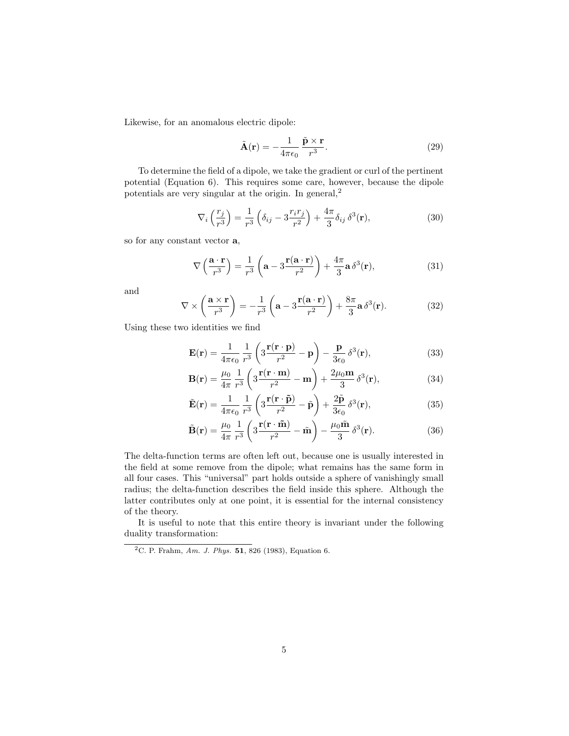Likewise, for an anomalous electric dipole:

$$\tilde{\mathbf{A}}(\mathbf{r}) = -\frac{1}{4\pi\epsilon_0}\,\frac{\tilde{\mathbf{p}}\times\mathbf{r}}{r^3}. \tag{29}$$

To determine the field of a dipole, we take the gradient or curl of the pertinent potential (Equation 6). This requires some care, however, because the dipole potentials are very singular at the origin. In general,[2]

$$\nabla_i\left(\frac{r_j}{r^3}\right) = \frac{1}{r^3}\left(\delta_{ij} - 3\frac{r_i r_j}{r^2}\right) + \frac{4\pi}{3}\delta_{ij}\,\delta^3(\mathbf{r}), \tag{30}$$

so for any constant vector $\mathbf{a}$,

$$\nabla\left(\frac{\mathbf{a}\cdot\mathbf{r}}{r^3}\right) = \frac{1}{r^3}\left(\mathbf{a} - 3\frac{\mathbf{r}(\mathbf{a}\cdot\mathbf{r})}{r^2}\right) + \frac{4\pi}{3}\mathbf{a}\,\delta^3(\mathbf{r}), \tag{31}$$

and

$$\nabla\times\left(\frac{\mathbf{a}\times\mathbf{r}}{r^3}\right) = -\frac{1}{r^3}\left(\mathbf{a} - 3\frac{\mathbf{r}(\mathbf{a}\cdot\mathbf{r})}{r^2}\right) + \frac{8\pi}{3}\mathbf{a}\,\delta^3(\mathbf{r}). \tag{32}$$

Using these two identities we find

$$\mathbf{E}(\mathbf{r}) = \frac{1}{4\pi\epsilon_0}\,\frac{1}{r^3}\left(3\frac{\mathbf{r}(\mathbf{r}\cdot\mathbf{p})}{r^2} - \mathbf{p}\right) - \frac{\mathbf{p}}{3\epsilon_0}\,\delta^3(\mathbf{r}), \tag{33}$$

$$\mathbf{B}(\mathbf{r}) = \frac{\mu_0}{4\pi}\,\frac{1}{r^3}\left(3\frac{\mathbf{r}(\mathbf{r}\cdot\mathbf{m})}{r^2} - \mathbf{m}\right) + \frac{2\mu_0\mathbf{m}}{3}\,\delta^3(\mathbf{r}), \tag{34}$$

$$\tilde{\mathbf{E}}(\mathbf{r}) = \frac{1}{4\pi\epsilon_0}\,\frac{1}{r^3}\left(3\frac{\mathbf{r}(\mathbf{r}\cdot\tilde{\mathbf{p}})}{r^2} - \tilde{\mathbf{p}}\right) + \frac{2\tilde{\mathbf{p}}}{3\epsilon_0}\,\delta^3(\mathbf{r}), \tag{35}$$

$$\tilde{\mathbf{B}}(\mathbf{r}) = \frac{\mu_0}{4\pi}\,\frac{1}{r^3}\left(3\frac{\mathbf{r}(\mathbf{r}\cdot\tilde{\mathbf{m}})}{r^2} - \tilde{\mathbf{m}}\right) - \frac{\mu_0\tilde{\mathbf{m}}}{3}\,\delta^3(\mathbf{r}). \tag{36}$$

The delta-function terms are often left out, because one is usually interested in the field at some remove from the dipole; what remains has the same form in all four cases. This "universal" part holds outside a sphere of vanishingly small radius; the delta-function describes the field inside this sphere. Although the latter contributes only at one point, it is essential for the internal consistency of the theory.

It is useful to note that this entire theory is invariant under the following duality transformation:

[2] C. P. Frahm, *Am. J. Phys.* **51**, 826 (1983), Equation 6.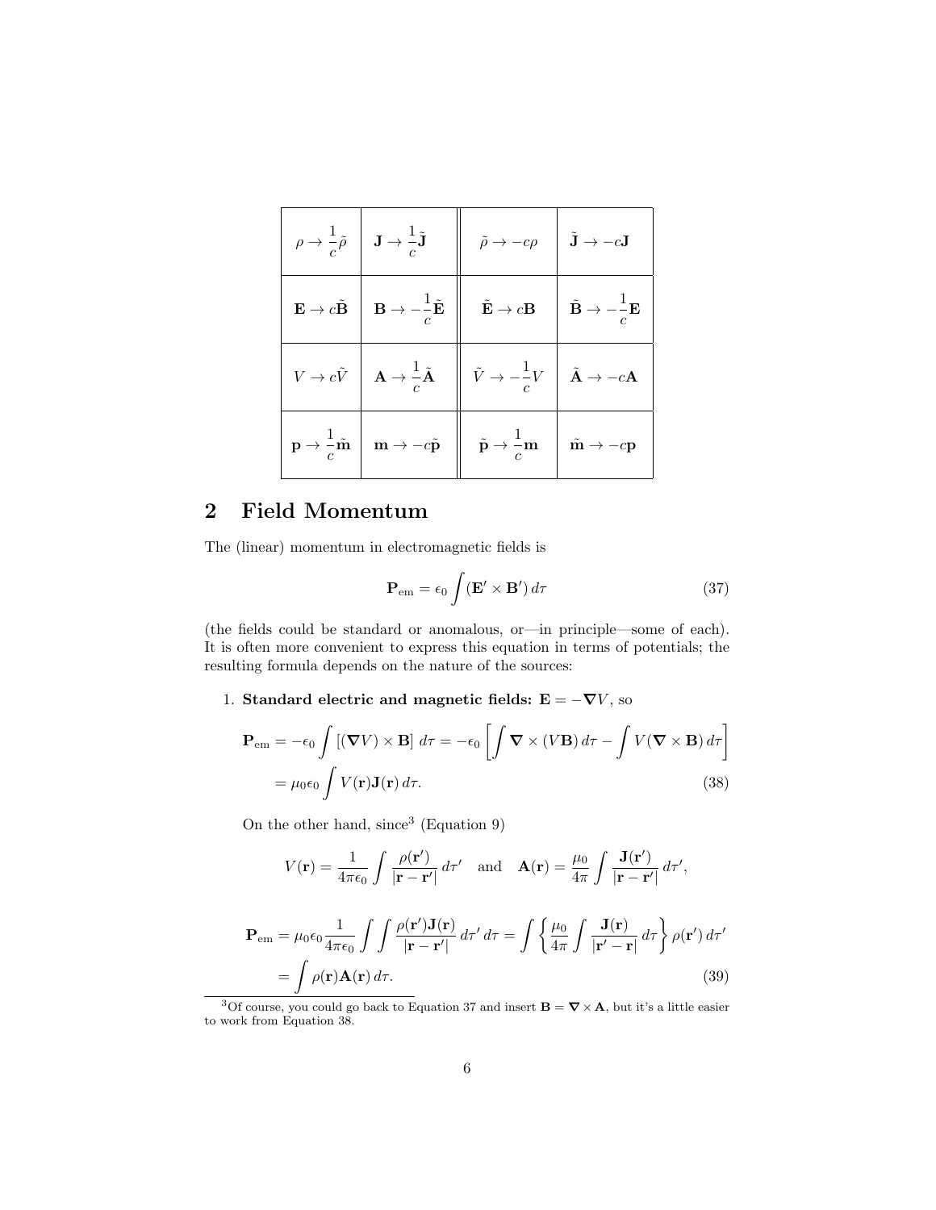| $\rho \to \frac{1}{c}\tilde{\rho}$ | $\mathbf{J} \to \frac{1}{c}\tilde{\mathbf{J}}$ | $\tilde{\rho} \to -c\rho$ | $\tilde{\mathbf{J}} \to -c\mathbf{J}$ |
|---|---|---|---|
| $\mathbf{E} \to c\tilde{\mathbf{B}}$ | $\mathbf{B} \to -\frac{1}{c}\tilde{\mathbf{E}}$ | $\tilde{\mathbf{E}} \to c\mathbf{B}$ | $\tilde{\mathbf{B}} \to -\frac{1}{c}\mathbf{E}$ |
| $V \to c\tilde{V}$ | $\mathbf{A} \to \frac{1}{c}\tilde{\mathbf{A}}$ | $\tilde{V} \to -\frac{1}{c}V$ | $\tilde{\mathbf{A}} \to -c\mathbf{A}$ |
| $\mathbf{p} \to \frac{1}{c}\tilde{\mathbf{m}}$ | $\mathbf{m} \to -c\tilde{\mathbf{p}}$ | $\tilde{\mathbf{p}} \to \frac{1}{c}\mathbf{m}$ | $\tilde{\mathbf{m}} \to -c\mathbf{p}$ |

## 2 Field Momentum

The (linear) momentum in electromagnetic fields is

$$\mathbf{P}_{\text{em}} = \epsilon_0 \int (\mathbf{E}' \times \mathbf{B}')\, d\tau \tag{37}$$

(the fields could be standard or anomalous, or—in principle—some of each). It is often more convenient to express this equation in terms of potentials; the resulting formula depends on the nature of the sources:

1. **Standard electric and magnetic fields:** $\mathbf{E} = -\boldsymbol{\nabla} V$, so

$$\begin{aligned}\mathbf{P}_{\text{em}} &= -\epsilon_0 \int \left[(\boldsymbol{\nabla} V) \times \mathbf{B}\right] d\tau = -\epsilon_0 \left[\int \boldsymbol{\nabla} \times (V\mathbf{B})\, d\tau - \int V(\boldsymbol{\nabla} \times \mathbf{B})\, d\tau\right] \\ &= \mu_0\epsilon_0 \int V(\mathbf{r})\mathbf{J}(\mathbf{r})\, d\tau. \end{aligned}\tag{38}$$

   On the other hand, since[3] (Equation 9)

$$V(\mathbf{r}) = \frac{1}{4\pi\epsilon_0} \int \frac{\rho(\mathbf{r}')}{|\mathbf{r} - \mathbf{r}'|}\, d\tau' \quad \text{and} \quad \mathbf{A}(\mathbf{r}) = \frac{\mu_0}{4\pi} \int \frac{\mathbf{J}(\mathbf{r}')}{|\mathbf{r} - \mathbf{r}'|}\, d\tau',$$

$$\begin{aligned}\mathbf{P}_{\text{em}} &= \mu_0\epsilon_0 \frac{1}{4\pi\epsilon_0} \int\int \frac{\rho(\mathbf{r}')\mathbf{J}(\mathbf{r})}{|\mathbf{r} - \mathbf{r}'|}\, d\tau'\, d\tau = \int \left\{\frac{\mu_0}{4\pi} \int \frac{\mathbf{J}(\mathbf{r})}{|\mathbf{r}' - \mathbf{r}|}\, d\tau\right\} \rho(\mathbf{r}')\, d\tau' \\ &= \int \rho(\mathbf{r})\mathbf{A}(\mathbf{r})\, d\tau. \end{aligned}\tag{39}$$

[3] Of course, you could go back to Equation 37 and insert $\mathbf{B} = \boldsymbol{\nabla} \times \mathbf{A}$, but it's a little easier to work from Equation 38.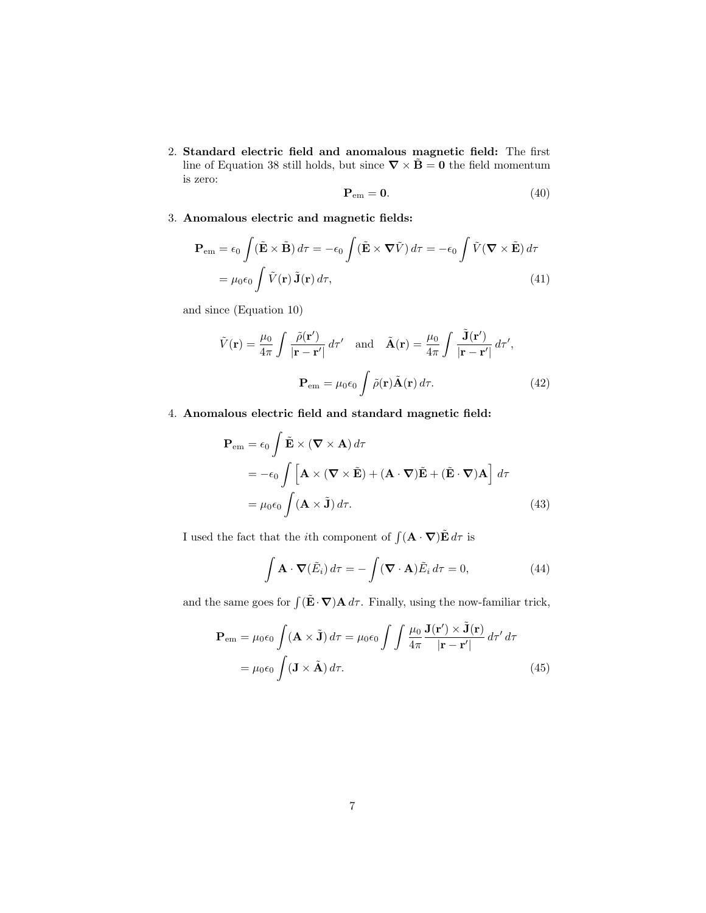2. **Standard electric field and anomalous magnetic field:** The first line of Equation 38 still holds, but since $\boldsymbol{\nabla} \times \tilde{\mathbf{B}} = \mathbf{0}$ the field momentum is zero:

$$\mathbf{P}_{\text{em}} = \mathbf{0}. \tag{40}$$

3. **Anomalous electric and magnetic fields:**

$$\begin{aligned}
\mathbf{P}_{\text{em}} &= \epsilon_0 \int (\tilde{\mathbf{E}} \times \tilde{\mathbf{B}})\, d\tau = -\epsilon_0 \int (\tilde{\mathbf{E}} \times \boldsymbol{\nabla}\tilde{V})\, d\tau = -\epsilon_0 \int \tilde{V}(\boldsymbol{\nabla} \times \tilde{\mathbf{E}})\, d\tau \\
&= \mu_0 \epsilon_0 \int \tilde{V}(\mathbf{r})\, \tilde{\mathbf{J}}(\mathbf{r})\, d\tau,
\end{aligned} \tag{41}$$

and since (Equation 10)

$$\tilde{V}(\mathbf{r}) = \frac{\mu_0}{4\pi} \int \frac{\tilde{\rho}(\mathbf{r}')}{|\mathbf{r} - \mathbf{r}'|}\, d\tau' \quad \text{and} \quad \tilde{\mathbf{A}}(\mathbf{r}) = \frac{\mu_0}{4\pi} \int \frac{\tilde{\mathbf{J}}(\mathbf{r}')}{|\mathbf{r} - \mathbf{r}'|}\, d\tau',$$

$$\mathbf{P}_{\text{em}} = \mu_0 \epsilon_0 \int \tilde{\rho}(\mathbf{r}) \tilde{\mathbf{A}}(\mathbf{r})\, d\tau. \tag{42}$$

4. **Anomalous electric field and standard magnetic field:**

$$\begin{aligned}
\mathbf{P}_{\text{em}} &= \epsilon_0 \int \tilde{\mathbf{E}} \times (\boldsymbol{\nabla} \times \mathbf{A})\, d\tau \\
&= -\epsilon_0 \int \Big[ \mathbf{A} \times (\boldsymbol{\nabla} \times \tilde{\mathbf{E}}) + (\mathbf{A} \cdot \boldsymbol{\nabla})\tilde{\mathbf{E}} + (\tilde{\mathbf{E}} \cdot \boldsymbol{\nabla})\mathbf{A} \Big]\, d\tau \\
&= \mu_0 \epsilon_0 \int (\mathbf{A} \times \tilde{\mathbf{J}})\, d\tau.
\end{aligned} \tag{43}$$

I used the fact that the $i$th component of $\int (\mathbf{A} \cdot \boldsymbol{\nabla})\tilde{\mathbf{E}}\, d\tau$ is

$$\int \mathbf{A} \cdot \boldsymbol{\nabla}(\tilde{E}_i)\, d\tau = -\int (\boldsymbol{\nabla} \cdot \mathbf{A})\tilde{E}_i\, d\tau = 0, \tag{44}$$

and the same goes for $\int (\tilde{\mathbf{E}} \cdot \boldsymbol{\nabla})\mathbf{A}\, d\tau$. Finally, using the now-familiar trick,

$$\begin{aligned}
\mathbf{P}_{\text{em}} &= \mu_0 \epsilon_0 \int (\mathbf{A} \times \tilde{\mathbf{J}})\, d\tau = \mu_0 \epsilon_0 \int \int \frac{\mu_0}{4\pi} \frac{\mathbf{J}(\mathbf{r}') \times \tilde{\mathbf{J}}(\mathbf{r})}{|\mathbf{r} - \mathbf{r}'|}\, d\tau'\, d\tau \\
&= \mu_0 \epsilon_0 \int (\mathbf{J} \times \tilde{\mathbf{A}})\, d\tau.
\end{aligned} \tag{45}$$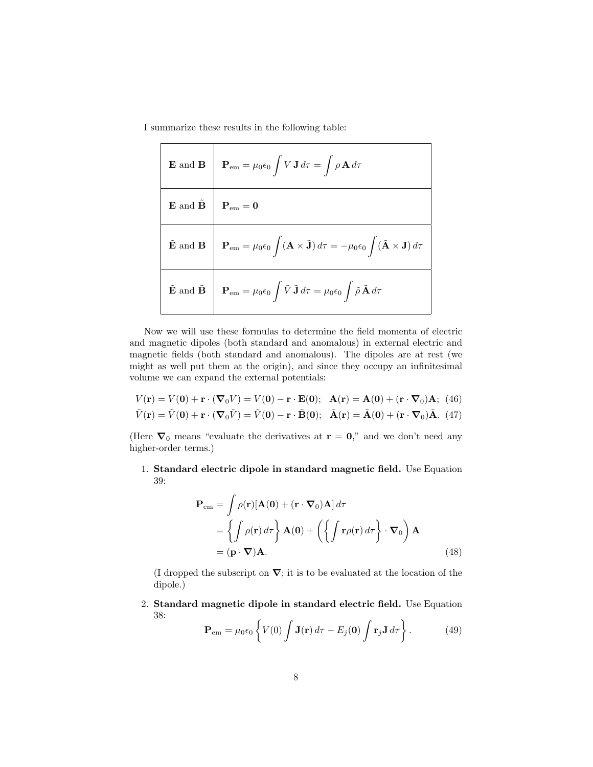I summarize these results in the following table:

| | |
|---|---|
| $\mathbf{E}$ and $\mathbf{B}$ | $\mathbf{P}_{\text{em}} = \mu_0\epsilon_0 \int V\,\mathbf{J}\,d\tau = \int \rho\,\mathbf{A}\,d\tau$ |
| $\mathbf{E}$ and $\tilde{\mathbf{B}}$ | $\mathbf{P}_{\text{em}} = \mathbf{0}$ |
| $\tilde{\mathbf{E}}$ and $\mathbf{B}$ | $\mathbf{P}_{\text{em}} = \mu_0\epsilon_0 \int (\mathbf{A}\times\tilde{\mathbf{J}})\,d\tau = -\mu_0\epsilon_0 \int (\tilde{\mathbf{A}}\times\mathbf{J})\,d\tau$ |
| $\tilde{\mathbf{E}}$ and $\tilde{\mathbf{B}}$ | $\mathbf{P}_{\text{em}} = \mu_0\epsilon_0 \int \tilde{V}\,\tilde{\mathbf{J}}\,d\tau = \mu_0\epsilon_0 \int \tilde{\rho}\,\tilde{\mathbf{A}}\,d\tau$ |

Now we will use these formulas to determine the field momenta of electric and magnetic dipoles (both standard and anomalous) in external electric and magnetic fields (both standard and anomalous). The dipoles are at rest (we might as well put them at the origin), and since they occupy an infinitesimal volume we can expand the external potentials:

$$V(\mathbf{r}) = V(\mathbf{0}) + \mathbf{r}\cdot(\boldsymbol{\nabla}_0 V) = V(\mathbf{0}) - \mathbf{r}\cdot\mathbf{E}(\mathbf{0});\quad \mathbf{A}(\mathbf{r}) = \mathbf{A}(\mathbf{0}) + (\mathbf{r}\cdot\boldsymbol{\nabla}_0)\mathbf{A};\quad (46)$$

$$\tilde{V}(\mathbf{r}) = \tilde{V}(\mathbf{0}) + \mathbf{r}\cdot(\boldsymbol{\nabla}_0 \tilde{V}) = \tilde{V}(\mathbf{0}) - \mathbf{r}\cdot\tilde{\mathbf{B}}(\mathbf{0});\quad \tilde{\mathbf{A}}(\mathbf{r}) = \tilde{\mathbf{A}}(\mathbf{0}) + (\mathbf{r}\cdot\boldsymbol{\nabla}_0)\tilde{\mathbf{A}}.\quad (47)$$

(Here $\boldsymbol{\nabla}_0$ means "evaluate the derivatives at $\mathbf{r} = \mathbf{0}$," and we don't need any higher-order terms.)

1. **Standard electric dipole in standard magnetic field.** Use Equation 39:

$$\begin{aligned}
\mathbf{P}_{\text{em}} &= \int \rho(\mathbf{r})[\mathbf{A}(\mathbf{0}) + (\mathbf{r}\cdot\boldsymbol{\nabla}_0)\mathbf{A}]\,d\tau \\
&= \left\{\int \rho(\mathbf{r})\,d\tau\right\}\mathbf{A}(\mathbf{0}) + \left(\left\{\int \mathbf{r}\rho(\mathbf{r})\,d\tau\right\}\cdot\boldsymbol{\nabla}_0\right)\mathbf{A} \\
&= (\mathbf{p}\cdot\boldsymbol{\nabla})\mathbf{A}. \qquad (48)
\end{aligned}$$

(I dropped the subscript on $\boldsymbol{\nabla}$; it is to be evaluated at the location of the dipole.)

2. **Standard magnetic dipole in standard electric field.** Use Equation 38:

$$\mathbf{P}_{\text{em}} = \mu_0\epsilon_0 \left\{ V(0)\int \mathbf{J}(\mathbf{r})\,d\tau - E_j(\mathbf{0})\int \mathbf{r}_j\mathbf{J}\,d\tau \right\}. \qquad (49)$$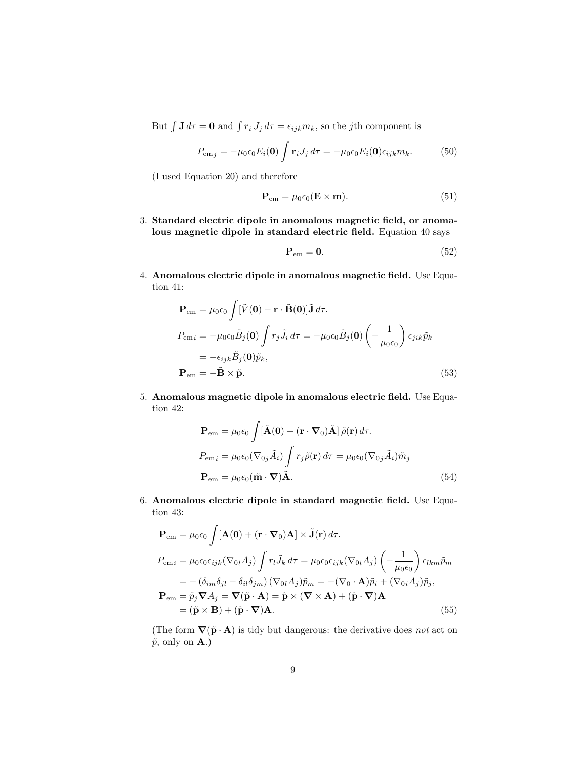But $\int \mathbf{J}\, d\tau = \mathbf{0}$ and $\int r_i\, J_j\, d\tau = \epsilon_{ijk} m_k$, so the $j$th component is

$$P_{\text{em}\,j} = -\mu_0\epsilon_0 E_i(\mathbf{0}) \int \mathbf{r}_i J_j\, d\tau = -\mu_0\epsilon_0 E_i(\mathbf{0})\epsilon_{ijk} m_k. \tag{50}$$

(I used Equation 20) and therefore

$$\mathbf{P}_{\text{em}} = \mu_0\epsilon_0(\mathbf{E}\times\mathbf{m}). \tag{51}$$

3. **Standard electric dipole in anomalous magnetic field, or anomalous magnetic dipole in standard electric field.** Equation 40 says

$$\mathbf{P}_{\text{em}} = \mathbf{0}. \tag{52}$$

4. **Anomalous electric dipole in anomalous magnetic field.** Use Equation 41:

$$\begin{aligned}
\mathbf{P}_{\text{em}} &= \mu_0\epsilon_0 \int [\tilde{V}(\mathbf{0}) - \mathbf{r}\cdot\tilde{\mathbf{B}}(\mathbf{0})]\tilde{\mathbf{J}}\, d\tau. \\
P_{\text{em}\,i} &= -\mu_0\epsilon_0 \tilde{B}_j(\mathbf{0}) \int r_j \tilde{J}_i\, d\tau = -\mu_0\epsilon_0 \tilde{B}_j(\mathbf{0})\left(-\frac{1}{\mu_0\epsilon_0}\right)\epsilon_{jik}\tilde{p}_k \\
&= -\epsilon_{ijk}\tilde{B}_j(\mathbf{0})\tilde{p}_k, \\
\mathbf{P}_{\text{em}} &= -\tilde{\mathbf{B}}\times\tilde{\mathbf{p}}.
\end{aligned} \tag{53}$$

5. **Anomalous magnetic dipole in anomalous electric field.** Use Equation 42:

$$\begin{aligned}
\mathbf{P}_{\text{em}} &= \mu_0\epsilon_0 \int [\tilde{\mathbf{A}}(\mathbf{0}) + (\mathbf{r}\cdot\boldsymbol{\nabla}_0)\tilde{\mathbf{A}}]\, \tilde{\rho}(\mathbf{r})\, d\tau. \\
P_{\text{em}\,i} &= \mu_0\epsilon_0(\nabla_{0j}\tilde{A}_i)\int r_j\tilde{\rho}(\mathbf{r})\, d\tau = \mu_0\epsilon_0(\nabla_{0j}\tilde{A}_i)\tilde{m}_j \\
\mathbf{P}_{\text{em}} &= \mu_0\epsilon_0(\tilde{\mathbf{m}}\cdot\boldsymbol{\nabla})\tilde{\mathbf{A}}.
\end{aligned} \tag{54}$$

6. **Anomalous electric dipole in standard magnetic field.** Use Equation 43:

$$\begin{aligned}
\mathbf{P}_{\text{em}} &= \mu_0\epsilon_0 \int [\mathbf{A}(\mathbf{0}) + (\mathbf{r}\cdot\boldsymbol{\nabla}_0)\mathbf{A}]\times\tilde{\mathbf{J}}(\mathbf{r})\, d\tau. \\
P_{\text{em}\,i} &= \mu_0\epsilon_0\epsilon_{ijk}(\nabla_{0l}A_j)\int r_l\tilde{J}_k\, d\tau = \mu_0\epsilon_0\epsilon_{ijk}(\nabla_{0l}A_j)\left(-\frac{1}{\mu_0\epsilon_0}\right)\epsilon_{lkm}\tilde{p}_m \\
&= -\left(\delta_{im}\delta_{jl} - \delta_{il}\delta_{jm}\right)(\nabla_{0l}A_j)\tilde{p}_m = -(\nabla_0\cdot\mathbf{A})\tilde{p}_i + (\nabla_{0i}A_j)\tilde{p}_j, \\
\mathbf{P}_{\text{em}} &= \tilde{p}_j\boldsymbol{\nabla}A_j = \boldsymbol{\nabla}(\tilde{\mathbf{p}}\cdot\mathbf{A}) = \tilde{\mathbf{p}}\times(\boldsymbol{\nabla}\times\mathbf{A}) + (\tilde{\mathbf{p}}\cdot\boldsymbol{\nabla})\mathbf{A} \\
&= (\tilde{\mathbf{p}}\times\mathbf{B}) + (\tilde{\mathbf{p}}\cdot\boldsymbol{\nabla})\mathbf{A}.
\end{aligned} \tag{55}$$

(The form $\boldsymbol{\nabla}(\tilde{\mathbf{p}}\cdot\mathbf{A})$ is tidy but dangerous: the derivative does *not* act on $\tilde{p}$, only on $\mathbf{A}$.)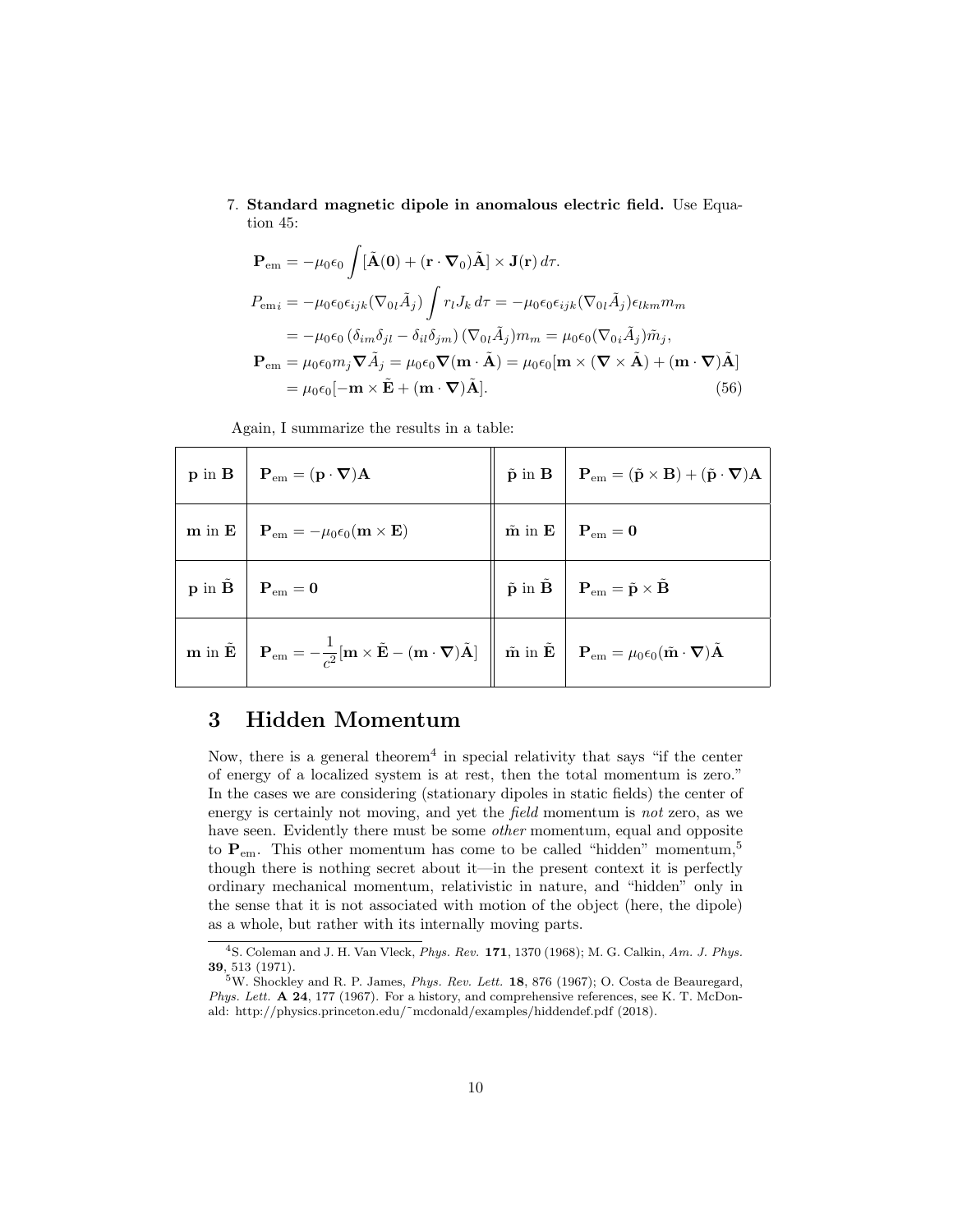7. **Standard magnetic dipole in anomalous electric field.** Use Equation 45:

$$\mathbf{P}_{\rm em} = -\mu_0\epsilon_0 \int [\tilde{\mathbf{A}}(\mathbf{0}) + (\mathbf{r}\cdot\boldsymbol{\nabla}_0)\tilde{\mathbf{A}}] \times \mathbf{J}(\mathbf{r})\, d\tau.$$

$$P_{{\rm em}\,i} = -\mu_0\epsilon_0\epsilon_{ijk}(\nabla_{0l}\tilde{A}_j)\int r_l J_k\, d\tau = -\mu_0\epsilon_0\epsilon_{ijk}(\nabla_{0l}\tilde{A}_j)\epsilon_{lkm}m_m$$

$$= -\mu_0\epsilon_0\,(\delta_{im}\delta_{jl} - \delta_{il}\delta_{jm})\,(\nabla_{0l}\tilde{A}_j)m_m = \mu_0\epsilon_0(\nabla_{0i}\tilde{A}_j)\tilde{m}_j,$$

$$\mathbf{P}_{\rm em} = \mu_0\epsilon_0 m_j \boldsymbol{\nabla}\tilde{A}_j = \mu_0\epsilon_0\boldsymbol{\nabla}(\mathbf{m}\cdot\tilde{\mathbf{A}}) = \mu_0\epsilon_0[\mathbf{m}\times(\boldsymbol{\nabla}\times\tilde{\mathbf{A}}) + (\mathbf{m}\cdot\boldsymbol{\nabla})\tilde{\mathbf{A}}]$$

$$= \mu_0\epsilon_0[-\mathbf{m}\times\tilde{\mathbf{E}} + (\mathbf{m}\cdot\boldsymbol{\nabla})\tilde{\mathbf{A}}]. \tag{56}$$

Again, I summarize the results in a table:

| | | | |
|---|---|---|---|
| $\mathbf{p}$ in $\mathbf{B}$ | $\mathbf{P}_{\rm em} = (\mathbf{p}\cdot\boldsymbol{\nabla})\mathbf{A}$ | $\tilde{\mathbf{p}}$ in $\mathbf{B}$ | $\mathbf{P}_{\rm em} = (\tilde{\mathbf{p}}\times\mathbf{B}) + (\tilde{\mathbf{p}}\cdot\boldsymbol{\nabla})\mathbf{A}$ |
| $\mathbf{m}$ in $\mathbf{E}$ | $\mathbf{P}_{\rm em} = -\mu_0\epsilon_0(\mathbf{m}\times\mathbf{E})$ | $\tilde{\mathbf{m}}$ in $\mathbf{E}$ | $\mathbf{P}_{\rm em} = \mathbf{0}$ |
| $\mathbf{p}$ in $\tilde{\mathbf{B}}$ | $\mathbf{P}_{\rm em} = \mathbf{0}$ | $\tilde{\mathbf{p}}$ in $\tilde{\mathbf{B}}$ | $\mathbf{P}_{\rm em} = \tilde{\mathbf{p}}\times\tilde{\mathbf{B}}$ |
| $\mathbf{m}$ in $\tilde{\mathbf{E}}$ | $\mathbf{P}_{\rm em} = -\dfrac{1}{c^2}[\mathbf{m}\times\tilde{\mathbf{E}} - (\mathbf{m}\cdot\boldsymbol{\nabla})\tilde{\mathbf{A}}]$ | $\tilde{\mathbf{m}}$ in $\tilde{\mathbf{E}}$ | $\mathbf{P}_{\rm em} = \mu_0\epsilon_0(\tilde{\mathbf{m}}\cdot\boldsymbol{\nabla})\tilde{\mathbf{A}}$ |

# 3 Hidden Momentum

Now, there is a general theorem[4] in special relativity that says "if the center of energy of a localized system is at rest, then the total momentum is zero." In the cases we are considering (stationary dipoles in static fields) the center of energy is certainly not moving, and yet the *field* momentum is *not* zero, as we have seen. Evidently there must be some *other* momentum, equal and opposite to $\mathbf{P}_{\rm em}$. This other momentum has come to be called "hidden" momentum,[5] though there is nothing secret about it—in the present context it is perfectly ordinary mechanical momentum, relativistic in nature, and "hidden" only in the sense that it is not associated with motion of the object (here, the dipole) as a whole, but rather with its internally moving parts.

---

[4] S. Coleman and J. H. Van Vleck, *Phys. Rev.* **171**, 1370 (1968); M. G. Calkin, *Am. J. Phys.* **39**, 513 (1971).

[5] W. Shockley and R. P. James, *Phys. Rev. Lett.* **18**, 876 (1967); O. Costa de Beauregard, *Phys. Lett.* **A 24**, 177 (1967). For a history, and comprehensive references, see K. T. McDonald: http://physics.princeton.edu/~mcdonald/examples/hiddendef.pdf (2018).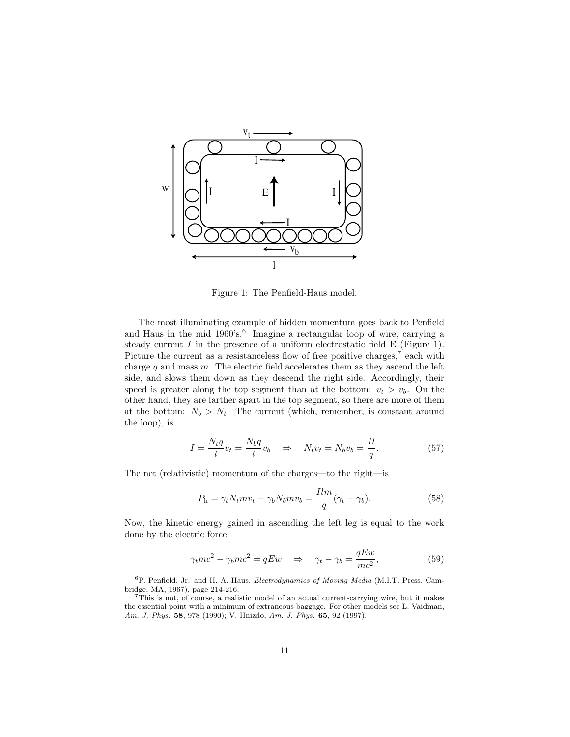Figure 1: The Penfield-Haus model.

The most illuminating example of hidden momentum goes back to Penfield and Haus in the mid 1960's.[6] Imagine a rectangular loop of wire, carrying a steady current $I$ in the presence of a uniform electrostatic field $\mathbf{E}$ (Figure 1). Picture the current as a resistanceless flow of free positive charges,[7] each with charge $q$ and mass $m$. The electric field accelerates them as they ascend the left side, and slows them down as they descend the right side. Accordingly, their speed is greater along the top segment than at the bottom: $v_t > v_b$. On the other hand, they are farther apart in the top segment, so there are more of them at the bottom: $N_b > N_t$. The current (which, remember, is constant around the loop), is

$$I = \frac{N_t q}{l} v_t = \frac{N_b q}{l} v_b \quad \Rightarrow \quad N_t v_t = N_b v_b = \frac{Il}{q}. \tag{57}$$

The net (relativistic) momentum of the charges—to the right—is

$$P_{\rm h} = \gamma_t N_t m v_t - \gamma_b N_b m v_b = \frac{Ilm}{q}(\gamma_t - \gamma_b). \tag{58}$$

Now, the kinetic energy gained in ascending the left leg is equal to the work done by the electric force:

$$\gamma_t mc^2 - \gamma_b mc^2 = qEw \quad \Rightarrow \quad \gamma_t - \gamma_b = \frac{qEw}{mc^2}, \tag{59}$$

[6] P. Penfield, Jr. and H. A. Haus, *Electrodynamics of Moving Media* (M.I.T. Press, Cambridge, MA, 1967), page 214-216.

[7] This is not, of course, a realistic model of an actual current-carrying wire, but it makes the essential point with a minimum of extraneous baggage. For other models see L. Vaidman, *Am. J. Phys.* **58**, 978 (1990); V. Hnizdo, *Am. J. Phys.* **65**, 92 (1997).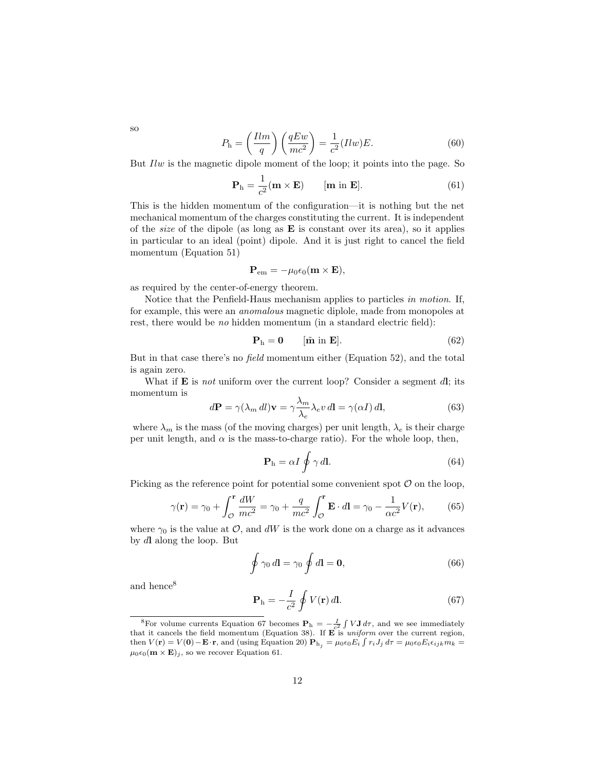so

$$P_{\rm h} = \left(\frac{Ilm}{q}\right)\left(\frac{qEw}{mc^2}\right) = \frac{1}{c^2}(Ilw)E. \tag{60}$$

But $Ilw$ is the magnetic dipole moment of the loop; it points into the page. So

$$\mathbf{P}_{\rm h} = \frac{1}{c^2}(\mathbf{m}\times\mathbf{E}) \qquad [\mathbf{m} \text{ in } \mathbf{E}]. \tag{61}$$

This is the hidden momentum of the configuration—it is nothing but the net mechanical momentum of the charges constituting the current. It is independent of the *size* of the dipole (as long as $\mathbf{E}$ is constant over its area), so it applies in particular to an ideal (point) dipole. And it is just right to cancel the field momentum (Equation 51)

$$\mathbf{P}_{\rm em} = -\mu_0\epsilon_0(\mathbf{m}\times\mathbf{E}),$$

as required by the center-of-energy theorem.

Notice that the Penfield-Haus mechanism applies to particles *in motion*. If, for example, this were an *anomalous* magnetic diplole, made from monopoles at rest, there would be *no* hidden momentum (in a standard electric field):

$$\mathbf{P}_{\rm h} = \mathbf{0} \qquad [\tilde{\mathbf{m}} \text{ in } \mathbf{E}]. \tag{62}$$

But in that case there's no *field* momentum either (Equation 52), and the total is again zero.

What if $\mathbf{E}$ is *not* uniform over the current loop? Consider a segment $d\mathbf{l}$; its momentum is

$$d\mathbf{P} = \gamma(\lambda_m\,dl)\mathbf{v} = \gamma\frac{\lambda_m}{\lambda_e}\lambda_e v\,d\mathbf{l} = \gamma(\alpha I)\,d\mathbf{l}, \tag{63}$$

where $\lambda_m$ is the mass (of the moving charges) per unit length, $\lambda_e$ is their charge per unit length, and $\alpha$ is the mass-to-charge ratio). For the whole loop, then,

$$\mathbf{P}_{\rm h} = \alpha I\oint\gamma\,d\mathbf{l}. \tag{64}$$

Picking as the reference point for potential some convenient spot $\mathcal{O}$ on the loop,

$$\gamma(\mathbf{r}) = \gamma_0 + \int_{\mathcal{O}}^{\mathbf{r}}\frac{dW}{mc^2} = \gamma_0 + \frac{q}{mc^2}\int_{\mathcal{O}}^{\mathbf{r}}\mathbf{E}\cdot d\mathbf{l} = \gamma_0 - \frac{1}{\alpha c^2}V(\mathbf{r}), \tag{65}$$

where $\gamma_0$ is the value at $\mathcal{O}$, and $dW$ is the work done on a charge as it advances by $d\mathbf{l}$ along the loop. But

$$\oint\gamma_0\,d\mathbf{l} = \gamma_0\oint d\mathbf{l} = \mathbf{0}, \tag{66}$$

and hence[8]

$$\mathbf{P}_{\rm h} = -\frac{I}{c^2}\oint V(\mathbf{r})\,d\mathbf{l}. \tag{67}$$

[8]For volume currents Equation 67 becomes $\mathbf{P}_{\rm h} = -\frac{I}{c^2}\int V\mathbf{J}\,d\tau$, and we see immediately that it cancels the field momentum (Equation 38). If $\mathbf{E}$ is *uniform* over the current region, then $V(\mathbf{r}) = V(\mathbf{0}) - \mathbf{E}\cdot\mathbf{r}$, and (using Equation 20) $\mathbf{P}_{{\rm h}_j} = \mu_0\epsilon_0 E_i\int r_i J_j\,d\tau = \mu_0\epsilon_0 E_i\epsilon_{ijk}m_k = \mu_0\epsilon_0(\mathbf{m}\times\mathbf{E})_j$, so we recover Equation 61.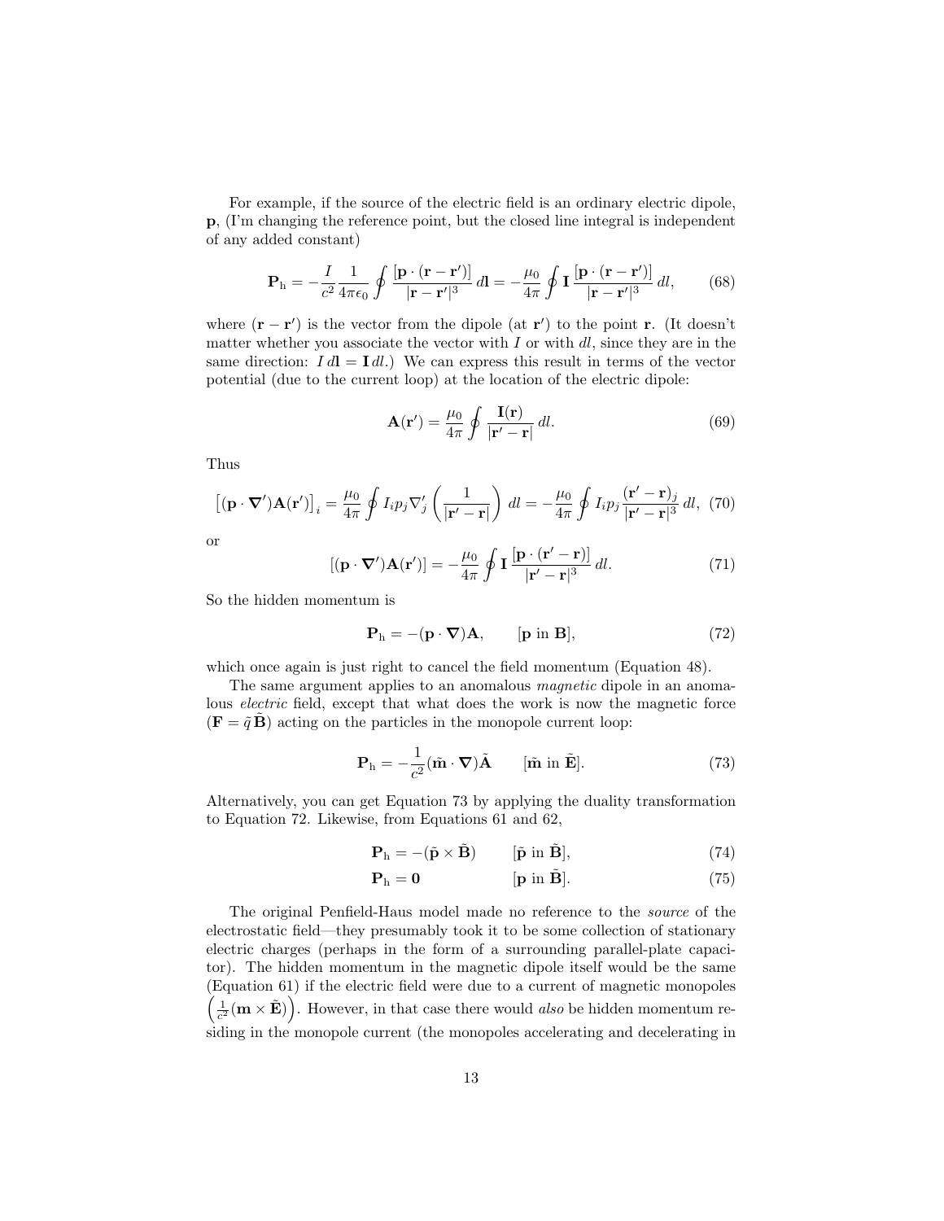For example, if the source of the electric field is an ordinary electric dipole, $\mathbf{p}$, (I'm changing the reference point, but the closed line integral is independent of any added constant)

$$\mathbf{P}_{\rm h} = -\frac{I}{c^2}\frac{1}{4\pi\epsilon_0}\oint \frac{[\mathbf{p}\cdot(\mathbf{r}-\mathbf{r}')]}{|\mathbf{r}-\mathbf{r}'|^3}\,d\mathbf{l} = -\frac{\mu_0}{4\pi}\oint \mathbf{I}\,\frac{[\mathbf{p}\cdot(\mathbf{r}-\mathbf{r}')]}{|\mathbf{r}-\mathbf{r}'|^3}\,dl, \qquad (68)$$

where $(\mathbf{r}-\mathbf{r}')$ is the vector from the dipole (at $\mathbf{r}'$) to the point $\mathbf{r}$. (It doesn't matter whether you associate the vector with $I$ or with $dl$, since they are in the same direction: $I\,d\mathbf{l} = \mathbf{I}\,dl$.) We can express this result in terms of the vector potential (due to the current loop) at the location of the electric dipole:

$$\mathbf{A}(\mathbf{r}') = \frac{\mu_0}{4\pi}\oint \frac{\mathbf{I}(\mathbf{r})}{|\mathbf{r}'-\mathbf{r}|}\,dl. \qquad (69)$$

Thus

$$\left[(\mathbf{p}\cdot\boldsymbol{\nabla}')\mathbf{A}(\mathbf{r}')\right]_i = \frac{\mu_0}{4\pi}\oint I_i p_j \nabla'_j\left(\frac{1}{|\mathbf{r}'-\mathbf{r}|}\right)\,dl = -\frac{\mu_0}{4\pi}\oint I_i p_j \frac{(\mathbf{r}'-\mathbf{r})_j}{|\mathbf{r}'-\mathbf{r}|^3}\,dl, \quad (70)$$

or

$$[(\mathbf{p}\cdot\boldsymbol{\nabla}')\mathbf{A}(\mathbf{r}')] = -\frac{\mu_0}{4\pi}\oint \mathbf{I}\,\frac{[\mathbf{p}\cdot(\mathbf{r}'-\mathbf{r})]}{|\mathbf{r}'-\mathbf{r}|^3}\,dl. \qquad (71)$$

So the hidden momentum is

$$\mathbf{P}_{\rm h} = -(\mathbf{p}\cdot\boldsymbol{\nabla})\mathbf{A}, \qquad [\mathbf{p} \text{ in } \mathbf{B}], \qquad (72)$$

which once again is just right to cancel the field momentum (Equation 48).

The same argument applies to an anomalous *magnetic* dipole in an anomalous *electric* field, except that what does the work is now the magnetic force ($\mathbf{F} = \tilde{q}\,\tilde{\mathbf{B}}$) acting on the particles in the monopole current loop:

$$\mathbf{P}_{\rm h} = -\frac{1}{c^2}(\tilde{\mathbf{m}}\cdot\boldsymbol{\nabla})\tilde{\mathbf{A}} \qquad [\tilde{\mathbf{m}} \text{ in } \tilde{\mathbf{E}}]. \qquad (73)$$

Alternatively, you can get Equation 73 by applying the duality transformation to Equation 72. Likewise, from Equations 61 and 62,

$$\mathbf{P}_{\rm h} = -(\tilde{\mathbf{p}}\times\tilde{\mathbf{B}}) \qquad [\tilde{\mathbf{p}} \text{ in } \tilde{\mathbf{B}}], \qquad (74)$$

$$\mathbf{P}_{\rm h} = \mathbf{0} \qquad [\mathbf{p} \text{ in } \tilde{\mathbf{B}}]. \qquad (75)$$

The original Penfield-Haus model made no reference to the *source* of the electrostatic field—they presumably took it to be some collection of stationary electric charges (perhaps in the form of a surrounding parallel-plate capacitor). The hidden momentum in the magnetic dipole itself would be the same (Equation 61) if the electric field were due to a current of magnetic monopoles $\left(\frac{1}{c^2}(\mathbf{m}\times\tilde{\mathbf{E}})\right)$. However, in that case there would *also* be hidden momentum residing in the monopole current (the monopoles accelerating and decelerating in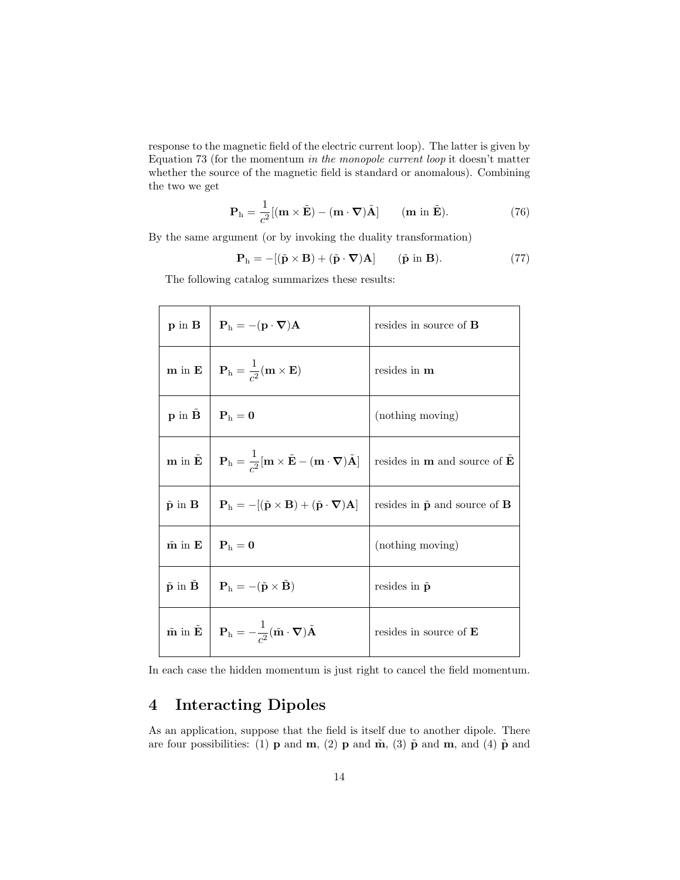response to the magnetic field of the electric current loop). The latter is given by Equation 73 (for the momentum *in the monopole current loop* it doesn't matter whether the source of the magnetic field is standard or anomalous). Combining the two we get

$$\mathbf{P}_{\rm h} = \frac{1}{c^2}[(\mathbf{m} \times \tilde{\mathbf{E}}) - (\mathbf{m} \cdot \boldsymbol{\nabla})\tilde{\mathbf{A}}] \qquad (\mathbf{m} \text{ in } \tilde{\mathbf{E}}). \tag{76}$$

By the same argument (or by invoking the duality transformation)

$$\mathbf{P}_{\rm h} = -[(\tilde{\mathbf{p}} \times \mathbf{B}) + (\tilde{\mathbf{p}} \cdot \boldsymbol{\nabla})\mathbf{A}] \qquad (\tilde{\mathbf{p}} \text{ in } \mathbf{B}). \tag{77}$$

The following catalog summarizes these results:

| | | |
|---|---|---|
| $\mathbf{p}$ in $\mathbf{B}$ | $\mathbf{P}_{\rm h} = -(\mathbf{p} \cdot \boldsymbol{\nabla})\mathbf{A}$ | resides in source of $\mathbf{B}$ |
| $\mathbf{m}$ in $\mathbf{E}$ | $\mathbf{P}_{\rm h} = \frac{1}{c^2}(\mathbf{m} \times \mathbf{E})$ | resides in $\mathbf{m}$ |
| $\mathbf{p}$ in $\tilde{\mathbf{B}}$ | $\mathbf{P}_{\rm h} = \mathbf{0}$ | (nothing moving) |
| $\mathbf{m}$ in $\tilde{\mathbf{E}}$ | $\mathbf{P}_{\rm h} = \frac{1}{c^2}[\mathbf{m} \times \tilde{\mathbf{E}} - (\mathbf{m} \cdot \boldsymbol{\nabla})\tilde{\mathbf{A}}]$ | resides in $\mathbf{m}$ and source of $\tilde{\mathbf{E}}$ |
| $\tilde{\mathbf{p}}$ in $\mathbf{B}$ | $\mathbf{P}_{\rm h} = -[(\tilde{\mathbf{p}} \times \mathbf{B}) + (\tilde{\mathbf{p}} \cdot \boldsymbol{\nabla})\mathbf{A}]$ | resides in $\tilde{\mathbf{p}}$ and source of $\mathbf{B}$ |
| $\tilde{\mathbf{m}}$ in $\mathbf{E}$ | $\mathbf{P}_{\rm h} = \mathbf{0}$ | (nothing moving) |
| $\tilde{\mathbf{p}}$ in $\tilde{\mathbf{B}}$ | $\mathbf{P}_{\rm h} = -(\tilde{\mathbf{p}} \times \tilde{\mathbf{B}})$ | resides in $\tilde{\mathbf{p}}$ |
| $\tilde{\mathbf{m}}$ in $\tilde{\mathbf{E}}$ | $\mathbf{P}_{\rm h} = -\frac{1}{c^2}(\tilde{\mathbf{m}} \cdot \boldsymbol{\nabla})\tilde{\mathbf{A}}$ | resides in source of $\mathbf{E}$ |

In each case the hidden momentum is just right to cancel the field momentum.

## 4 Interacting Dipoles

As an application, suppose that the field is itself due to another dipole. There are four possibilities: (1) $\mathbf{p}$ and $\mathbf{m}$, (2) $\mathbf{p}$ and $\tilde{\mathbf{m}}$, (3) $\tilde{\mathbf{p}}$ and $\mathbf{m}$, and (4) $\tilde{\mathbf{p}}$ and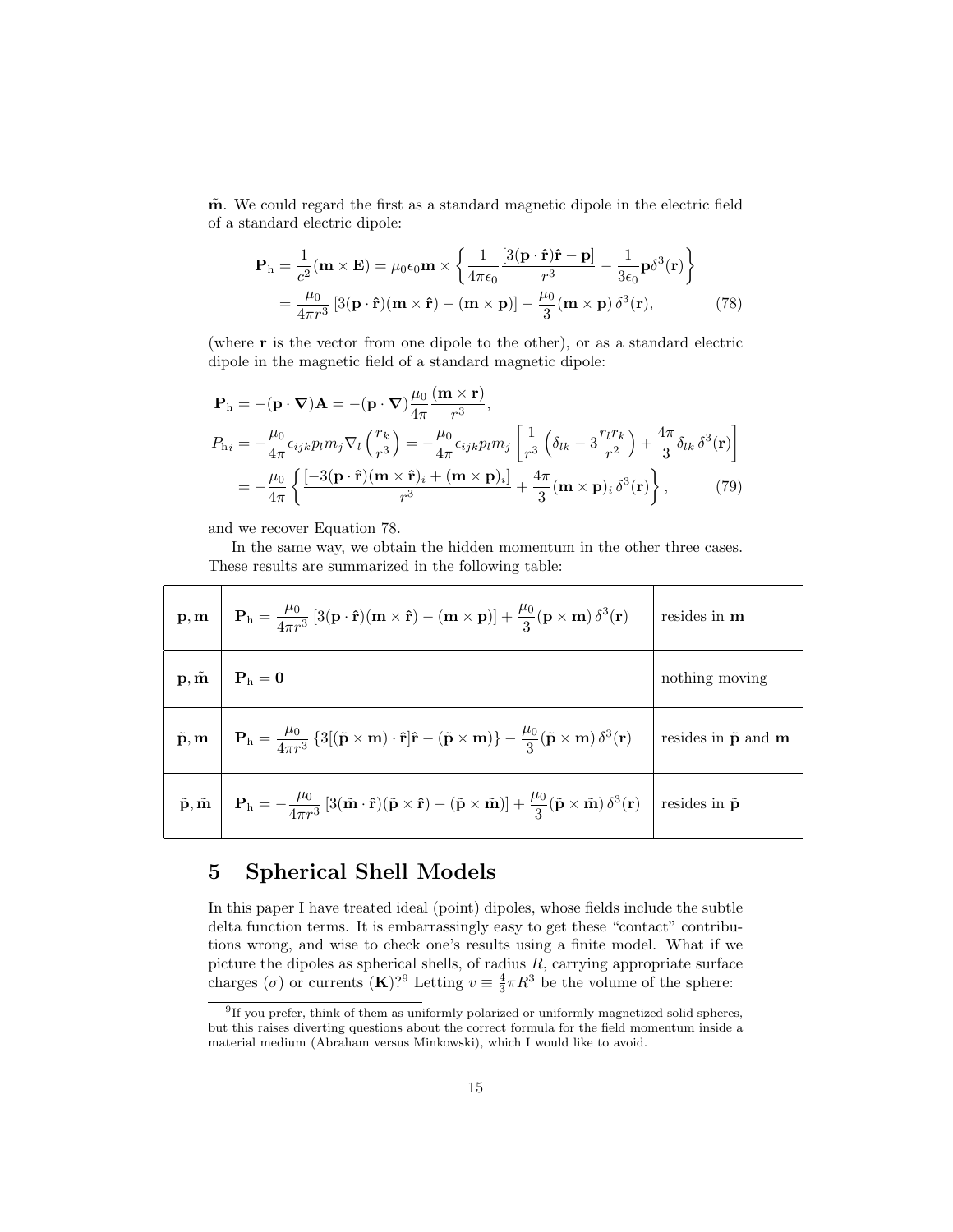$\tilde{\mathbf{m}}$. We could regard the first as a standard magnetic dipole in the electric field of a standard electric dipole:

$$
\begin{aligned}
\mathbf{P}_{\mathrm{h}} &= \frac{1}{c^2}(\mathbf{m}\times\mathbf{E}) = \mu_0\epsilon_0\mathbf{m}\times\left\{\frac{1}{4\pi\epsilon_0}\frac{[3(\mathbf{p}\cdot\hat{\mathbf{r}})\hat{\mathbf{r}}-\mathbf{p}]}{r^3} - \frac{1}{3\epsilon_0}\mathbf{p}\delta^3(\mathbf{r})\right\} \\
&= \frac{\mu_0}{4\pi r^3}\left[3(\mathbf{p}\cdot\hat{\mathbf{r}})(\mathbf{m}\times\hat{\mathbf{r}}) - (\mathbf{m}\times\mathbf{p})\right] - \frac{\mu_0}{3}(\mathbf{m}\times\mathbf{p})\,\delta^3(\mathbf{r}), \qquad (78)
\end{aligned}
$$

(where $\mathbf{r}$ is the vector from one dipole to the other), or as a standard electric dipole in the magnetic field of a standard magnetic dipole:

$$
\begin{aligned}
\mathbf{P}_{\mathrm{h}} &= -(\mathbf{p}\cdot\boldsymbol{\nabla})\mathbf{A} = -(\mathbf{p}\cdot\boldsymbol{\nabla})\frac{\mu_0}{4\pi}\frac{(\mathbf{m}\times\mathbf{r})}{r^3}, \\
P_{\mathrm{h}i} &= -\frac{\mu_0}{4\pi}\epsilon_{ijk}p_l m_j \nabla_l\left(\frac{r_k}{r^3}\right) = -\frac{\mu_0}{4\pi}\epsilon_{ijk}p_l m_j\left[\frac{1}{r^3}\left(\delta_{lk} - 3\frac{r_l r_k}{r^2}\right) + \frac{4\pi}{3}\delta_{lk}\,\delta^3(\mathbf{r})\right] \\
&= -\frac{\mu_0}{4\pi}\left\{\frac{[-3(\mathbf{p}\cdot\hat{\mathbf{r}})(\mathbf{m}\times\hat{\mathbf{r}})_i + (\mathbf{m}\times\mathbf{p})_i]}{r^3} + \frac{4\pi}{3}(\mathbf{m}\times\mathbf{p})_i\,\delta^3(\mathbf{r})\right\}, \qquad (79)
\end{aligned}
$$

and we recover Equation 78.

In the same way, we obtain the hidden momentum in the other three cases. These results are summarized in the following table:

| | | |
|---|---|---|
| $\mathbf{p}, \mathbf{m}$ | $\mathbf{P}_{\mathrm{h}} = \frac{\mu_0}{4\pi r^3}\left[3(\mathbf{p}\cdot\hat{\mathbf{r}})(\mathbf{m}\times\hat{\mathbf{r}}) - (\mathbf{m}\times\mathbf{p})\right] + \frac{\mu_0}{3}(\mathbf{p}\times\mathbf{m})\,\delta^3(\mathbf{r})$ | resides in $\mathbf{m}$ |
| $\mathbf{p}, \tilde{\mathbf{m}}$ | $\mathbf{P}_{\mathrm{h}} = \mathbf{0}$ | nothing moving |
| $\tilde{\mathbf{p}}, \mathbf{m}$ | $\mathbf{P}_{\mathrm{h}} = \frac{\mu_0}{4\pi r^3}\left\{3[(\tilde{\mathbf{p}}\times\mathbf{m})\cdot\hat{\mathbf{r}}]\hat{\mathbf{r}} - (\tilde{\mathbf{p}}\times\mathbf{m})\right\} - \frac{\mu_0}{3}(\tilde{\mathbf{p}}\times\mathbf{m})\,\delta^3(\mathbf{r})$ | resides in $\tilde{\mathbf{p}}$ and $\mathbf{m}$ |
| $\tilde{\mathbf{p}}, \tilde{\mathbf{m}}$ | $\mathbf{P}_{\mathrm{h}} = -\frac{\mu_0}{4\pi r^3}\left[3(\tilde{\mathbf{m}}\cdot\hat{\mathbf{r}})(\tilde{\mathbf{p}}\times\hat{\mathbf{r}}) - (\tilde{\mathbf{p}}\times\tilde{\mathbf{m}})\right] + \frac{\mu_0}{3}(\tilde{\mathbf{p}}\times\tilde{\mathbf{m}})\,\delta^3(\mathbf{r})$ | resides in $\tilde{\mathbf{p}}$ |

## 5 Spherical Shell Models

In this paper I have treated ideal (point) dipoles, whose fields include the subtle delta function terms. It is embarrassingly easy to get these "contact" contributions wrong, and wise to check one's results using a finite model. What if we picture the dipoles as spherical shells, of radius $R$, carrying appropriate surface charges ($\sigma$) or currents ($\mathbf{K}$)?[9] Letting $v \equiv \frac{4}{3}\pi R^3$ be the volume of the sphere:

[9] If you prefer, think of them as uniformly polarized or uniformly magnetized solid spheres, but this raises diverting questions about the correct formula for the field momentum inside a material medium (Abraham versus Minkowski), which I would like to avoid.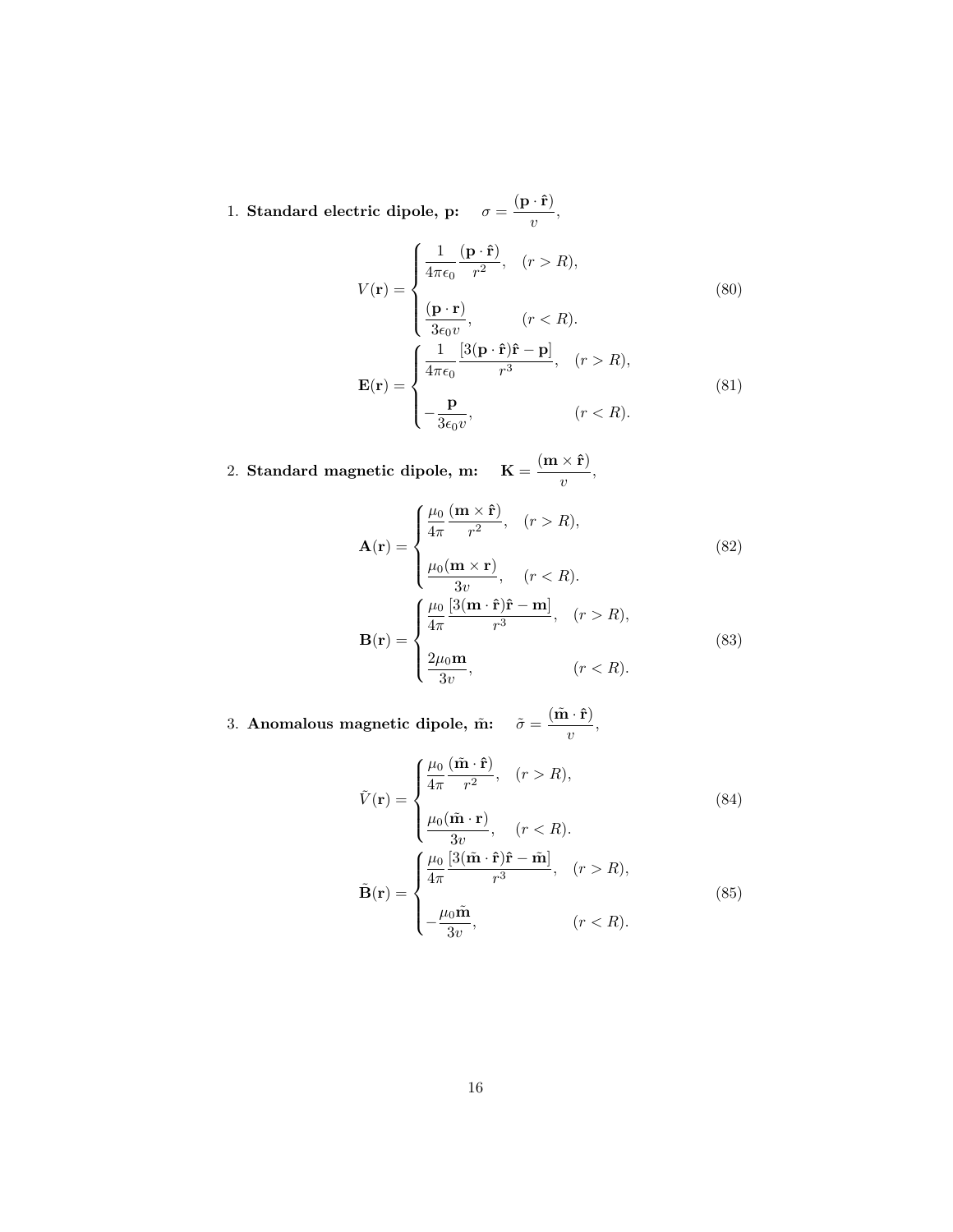1. **Standard electric dipole, p:** $\sigma = \dfrac{(\mathbf{p} \cdot \hat{\mathbf{r}})}{v}$,

$$
V(\mathbf{r}) = \begin{cases} \dfrac{1}{4\pi\epsilon_0} \dfrac{(\mathbf{p} \cdot \hat{\mathbf{r}})}{r^2}, & (r > R), \\[2ex] \dfrac{(\mathbf{p} \cdot \mathbf{r})}{3\epsilon_0 v}, & (r < R). \end{cases} \tag{80}
$$

$$
\mathbf{E}(\mathbf{r}) = \begin{cases} \dfrac{1}{4\pi\epsilon_0} \dfrac{[3(\mathbf{p} \cdot \hat{\mathbf{r}})\hat{\mathbf{r}} - \mathbf{p}]}{r^3}, & (r > R), \\[2ex] -\dfrac{\mathbf{p}}{3\epsilon_0 v}, & (r < R). \end{cases} \tag{81}
$$

2. **Standard magnetic dipole, m:** $\mathbf{K} = \dfrac{(\mathbf{m} \times \hat{\mathbf{r}})}{v}$,

$$
\mathbf{A}(\mathbf{r}) = \begin{cases} \dfrac{\mu_0}{4\pi} \dfrac{(\mathbf{m} \times \hat{\mathbf{r}})}{r^2}, & (r > R), \\[2ex] \dfrac{\mu_0(\mathbf{m} \times \mathbf{r})}{3v}, & (r < R). \end{cases} \tag{82}
$$

$$
\mathbf{B}(\mathbf{r}) = \begin{cases} \dfrac{\mu_0}{4\pi} \dfrac{[3(\mathbf{m} \cdot \hat{\mathbf{r}})\hat{\mathbf{r}} - \mathbf{m}]}{r^3}, & (r > R), \\[2ex] \dfrac{2\mu_0 \mathbf{m}}{3v}, & (r < R). \end{cases} \tag{83}
$$

3. **Anomalous magnetic dipole, $\tilde{\mathbf{m}}$:** $\tilde{\sigma} = \dfrac{(\tilde{\mathbf{m}} \cdot \hat{\mathbf{r}})}{v}$,

$$
\tilde{V}(\mathbf{r}) = \begin{cases} \dfrac{\mu_0}{4\pi} \dfrac{(\tilde{\mathbf{m}} \cdot \hat{\mathbf{r}})}{r^2}, & (r > R), \\[2ex] \dfrac{\mu_0(\tilde{\mathbf{m}} \cdot \mathbf{r})}{3v}, & (r < R). \end{cases} \tag{84}
$$

$$
\tilde{\mathbf{B}}(\mathbf{r}) = \begin{cases} \dfrac{\mu_0}{4\pi} \dfrac{[3(\tilde{\mathbf{m}} \cdot \hat{\mathbf{r}})\hat{\mathbf{r}} - \tilde{\mathbf{m}}]}{r^3}, & (r > R), \\[2ex] -\dfrac{\mu_0 \tilde{\mathbf{m}}}{3v}, & (r < R). \end{cases} \tag{85}
$$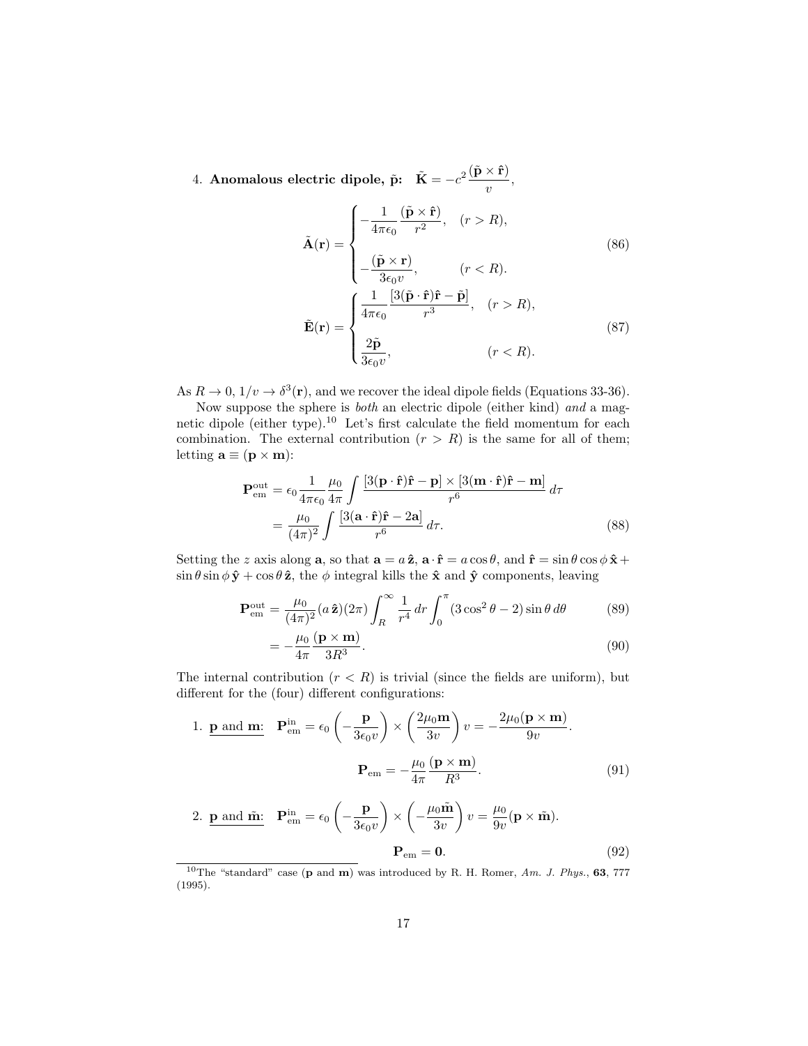4. **Anomalous electric dipole, $\tilde{\mathbf{p}}$:** $\tilde{\mathbf{K}} = -c^2 \dfrac{(\tilde{\mathbf{p}} \times \hat{\mathbf{r}})}{v}$,

$$
\tilde{\mathbf{A}}(\mathbf{r}) = \begin{cases} -\dfrac{1}{4\pi\epsilon_0} \dfrac{(\tilde{\mathbf{p}} \times \hat{\mathbf{r}})}{r^2}, & (r > R), \\[2ex] -\dfrac{(\tilde{\mathbf{p}} \times \mathbf{r})}{3\epsilon_0 v}, & (r < R). \end{cases} \tag{86}
$$

$$
\tilde{\mathbf{E}}(\mathbf{r}) = \begin{cases} \dfrac{1}{4\pi\epsilon_0} \dfrac{[3(\tilde{\mathbf{p}} \cdot \hat{\mathbf{r}})\hat{\mathbf{r}} - \tilde{\mathbf{p}}]}{r^3}, & (r > R), \\[2ex] \dfrac{2\tilde{\mathbf{p}}}{3\epsilon_0 v}, & (r < R). \end{cases} \tag{87}
$$

As $R \to 0$, $1/v \to \delta^3(\mathbf{r})$, and we recover the ideal dipole fields (Equations 33-36).

Now suppose the sphere is *both* an electric dipole (either kind) *and* a magnetic dipole (either type).[10] Let's first calculate the field momentum for each combination. The external contribution ($r > R$) is the same for all of them; letting $\mathbf{a} \equiv (\mathbf{p} \times \mathbf{m})$:

$$
\begin{aligned}
\mathbf{P}_{\text{em}}^{\text{out}} &= \epsilon_0 \frac{1}{4\pi\epsilon_0} \frac{\mu_0}{4\pi} \int \frac{[3(\mathbf{p} \cdot \hat{\mathbf{r}})\hat{\mathbf{r}} - \mathbf{p}] \times [3(\mathbf{m} \cdot \hat{\mathbf{r}})\hat{\mathbf{r}} - \mathbf{m}]}{r^6} \, d\tau \\
&= \frac{\mu_0}{(4\pi)^2} \int \frac{[3(\mathbf{a} \cdot \hat{\mathbf{r}})\hat{\mathbf{r}} - 2\mathbf{a}]}{r^6} \, d\tau.
\end{aligned} \tag{88}
$$

Setting the $z$ axis along $\mathbf{a}$, so that $\mathbf{a} = a\,\hat{\mathbf{z}}$, $\mathbf{a} \cdot \hat{\mathbf{r}} = a \cos\theta$, and $\hat{\mathbf{r}} = \sin\theta\cos\phi\,\hat{\mathbf{x}} + \sin\theta\sin\phi\,\hat{\mathbf{y}} + \cos\theta\,\hat{\mathbf{z}}$, the $\phi$ integral kills the $\hat{\mathbf{x}}$ and $\hat{\mathbf{y}}$ components, leaving

$$
\mathbf{P}_{\text{em}}^{\text{out}} = \frac{\mu_0}{(4\pi)^2} (a\,\hat{\mathbf{z}})(2\pi) \int_R^\infty \frac{1}{r^4} \, dr \int_0^\pi (3\cos^2\theta - 2) \sin\theta \, d\theta \tag{89}
$$

$$
= -\frac{\mu_0}{4\pi} \frac{(\mathbf{p} \times \mathbf{m})}{3R^3}. \tag{90}
$$

The internal contribution ($r < R$) is trivial (since the fields are uniform), but different for the (four) different configurations:

1. <u>$\mathbf{p}$ and $\mathbf{m}$</u>: $\mathbf{P}_{\text{em}}^{\text{in}} = \epsilon_0 \left( -\dfrac{\mathbf{p}}{3\epsilon_0 v} \right) \times \left( \dfrac{2\mu_0 \mathbf{m}}{3v} \right) v = -\dfrac{2\mu_0 (\mathbf{p} \times \mathbf{m})}{9v}$.

$$
\mathbf{P}_{\text{em}} = -\frac{\mu_0}{4\pi} \frac{(\mathbf{p} \times \mathbf{m})}{R^3}. \tag{91}
$$

2. <u>$\mathbf{p}$ and $\tilde{\mathbf{m}}$</u>: $\mathbf{P}_{\text{em}}^{\text{in}} = \epsilon_0 \left( -\dfrac{\mathbf{p}}{3\epsilon_0 v} \right) \times \left( -\dfrac{\mu_0 \tilde{\mathbf{m}}}{3v} \right) v = \dfrac{\mu_0}{9v} (\mathbf{p} \times \tilde{\mathbf{m}})$.

$$
\mathbf{P}_{\text{em}} = \mathbf{0}. \tag{92}
$$

---

[10] The "standard" case ($\mathbf{p}$ and $\mathbf{m}$) was introduced by R. H. Romer, *Am. J. Phys.*, **63**, 777 (1995).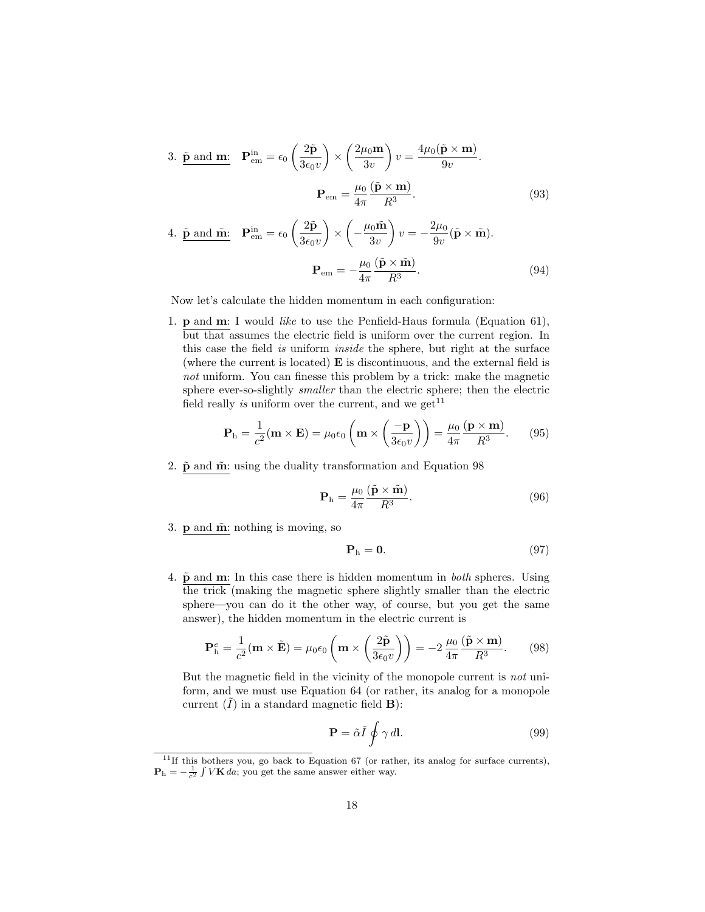3. $\underline{\tilde{\mathbf{p}} \text{ and } \mathbf{m}}$: $\mathbf{P}_{\text{em}}^{\text{in}} = \epsilon_0 \left(\dfrac{2\tilde{\mathbf{p}}}{3\epsilon_0 v}\right) \times \left(\dfrac{2\mu_0 \mathbf{m}}{3v}\right) v = \dfrac{4\mu_0(\tilde{\mathbf{p}} \times \mathbf{m})}{9v}.$

$$\mathbf{P}_{\text{em}} = \frac{\mu_0}{4\pi} \frac{(\tilde{\mathbf{p}} \times \mathbf{m})}{R^3}. \tag{93}$$

4. $\underline{\tilde{\mathbf{p}} \text{ and } \tilde{\mathbf{m}}}$: $\mathbf{P}_{\text{em}}^{\text{in}} = \epsilon_0 \left(\dfrac{2\tilde{\mathbf{p}}}{3\epsilon_0 v}\right) \times \left(-\dfrac{\mu_0 \tilde{\mathbf{m}}}{3v}\right) v = -\dfrac{2\mu_0}{9v}(\tilde{\mathbf{p}} \times \tilde{\mathbf{m}}).$

$$\mathbf{P}_{\text{em}} = -\frac{\mu_0}{4\pi} \frac{(\tilde{\mathbf{p}} \times \tilde{\mathbf{m}})}{R^3}. \tag{94}$$

Now let's calculate the hidden momentum in each configuration:

1. $\underline{\mathbf{p} \text{ and } \mathbf{m}}$: I would *like* to use the Penfield-Haus formula (Equation 61), but that assumes the electric field is uniform over the current region. In this case the field *is* uniform *inside* the sphere, but right at the surface (where the current is located) $\mathbf{E}$ is discontinuous, and the external field is *not* uniform. You can finesse this problem by a trick: make the magnetic sphere ever-so-slightly *smaller* than the electric sphere; then the electric field really *is* uniform over the current, and we get[11]

$$\mathbf{P}_{\text{h}} = \frac{1}{c^2}(\mathbf{m} \times \mathbf{E}) = \mu_0 \epsilon_0 \left(\mathbf{m} \times \left(\frac{-\mathbf{p}}{3\epsilon_0 v}\right)\right) = \frac{\mu_0}{4\pi} \frac{(\mathbf{p} \times \mathbf{m})}{R^3}. \tag{95}$$

2. $\underline{\tilde{\mathbf{p}} \text{ and } \tilde{\mathbf{m}}}$: using the duality transformation and Equation 98

$$\mathbf{P}_{\text{h}} = \frac{\mu_0}{4\pi} \frac{(\tilde{\mathbf{p}} \times \tilde{\mathbf{m}})}{R^3}. \tag{96}$$

3. $\underline{\mathbf{p} \text{ and } \tilde{\mathbf{m}}}$: nothing is moving, so

$$\mathbf{P}_{\text{h}} = \mathbf{0}. \tag{97}$$

4. $\underline{\tilde{\mathbf{p}} \text{ and } \mathbf{m}}$: In this case there is hidden momentum in *both* spheres. Using the trick (making the magnetic sphere slightly smaller than the electric sphere—you can do it the other way, of course, but you get the same answer), the hidden momentum in the electric current is

$$\mathbf{P}_{\text{h}}^{e} = \frac{1}{c^2}(\mathbf{m} \times \tilde{\mathbf{E}}) = \mu_0 \epsilon_0 \left(\mathbf{m} \times \left(\frac{2\tilde{\mathbf{p}}}{3\epsilon_0 v}\right)\right) = -2\,\frac{\mu_0}{4\pi} \frac{(\tilde{\mathbf{p}} \times \mathbf{m})}{R^3}. \tag{98}$$

But the magnetic field in the vicinity of the monopole current is *not* uniform, and we must use Equation 64 (or rather, its analog for a monopole current ($\tilde{I}$) in a standard magnetic field $\mathbf{B}$):

$$\mathbf{P} = \tilde{\alpha}\tilde{I} \oint \gamma \, d\mathbf{l}. \tag{99}$$

---

[11] If this bothers you, go back to Equation 67 (or rather, its analog for surface currents), $\mathbf{P}_{\text{h}} = -\frac{1}{c^2}\int V\mathbf{K}\,da$; you get the same answer either way.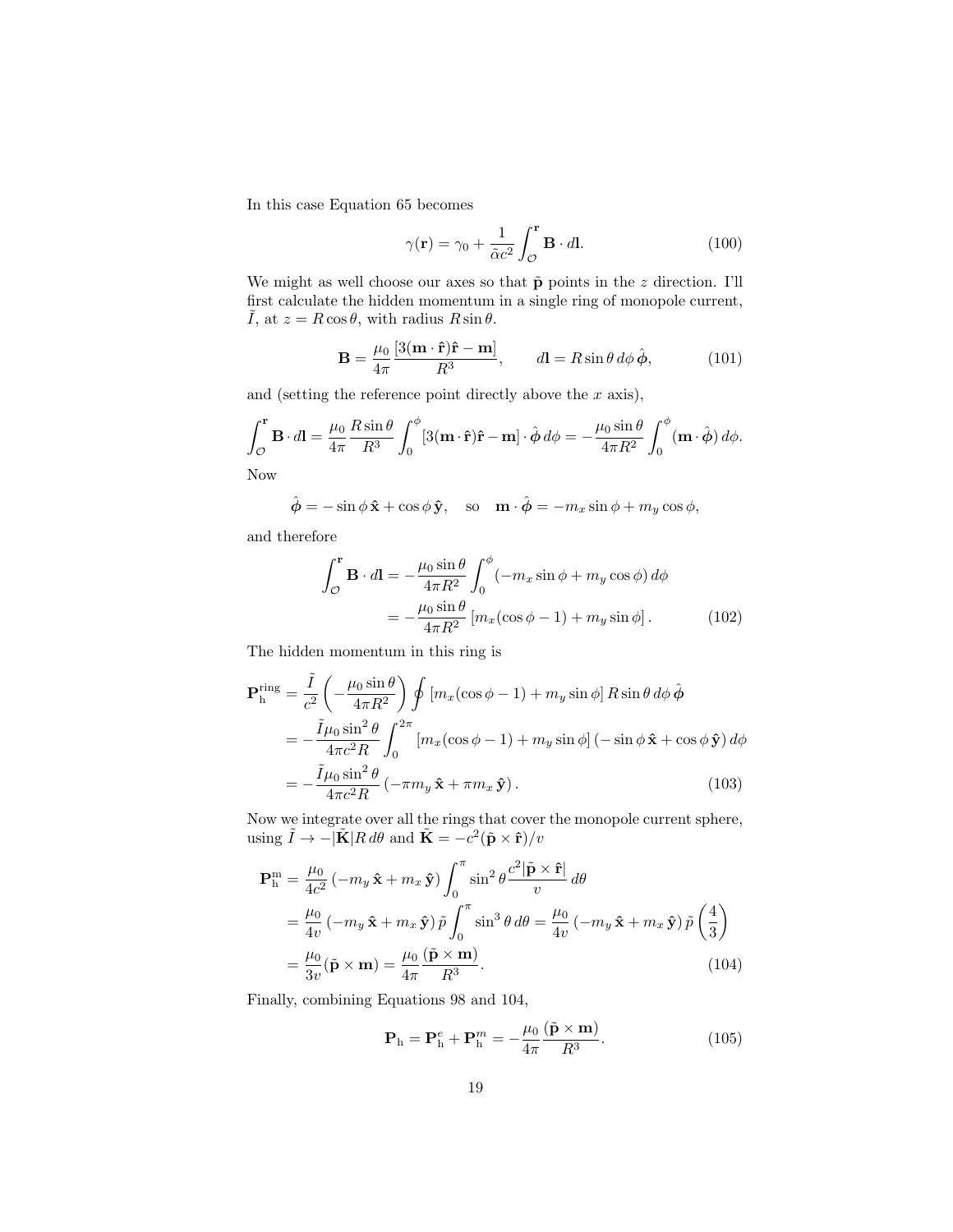In this case Equation 65 becomes

$$\gamma(\mathbf{r}) = \gamma_0 + \frac{1}{\tilde{\alpha} c^2} \int_{\mathcal{O}}^{\mathbf{r}} \mathbf{B} \cdot d\mathbf{l}. \tag{100}$$

We might as well choose our axes so that $\tilde{\mathbf{p}}$ points in the $z$ direction. I'll first calculate the hidden momentum in a single ring of monopole current, $\tilde{I}$, at $z = R\cos\theta$, with radius $R\sin\theta$.

$$\mathbf{B} = \frac{\mu_0}{4\pi} \frac{[3(\mathbf{m}\cdot\hat{\mathbf{r}})\hat{\mathbf{r}} - \mathbf{m}]}{R^3}, \qquad d\mathbf{l} = R\sin\theta\, d\phi\, \hat{\boldsymbol{\phi}}, \tag{101}$$

and (setting the reference point directly above the $x$ axis),

$$\int_{\mathcal{O}}^{\mathbf{r}} \mathbf{B}\cdot d\mathbf{l} = \frac{\mu_0}{4\pi} \frac{R\sin\theta}{R^3} \int_0^{\phi} [3(\mathbf{m}\cdot\hat{\mathbf{r}})\hat{\mathbf{r}} - \mathbf{m}]\cdot\hat{\boldsymbol{\phi}}\, d\phi = -\frac{\mu_0 \sin\theta}{4\pi R^2} \int_0^{\phi} (\mathbf{m}\cdot\hat{\boldsymbol{\phi}})\, d\phi.$$

Now

$$\hat{\boldsymbol{\phi}} = -\sin\phi\,\hat{\mathbf{x}} + \cos\phi\,\hat{\mathbf{y}}, \quad \text{so} \quad \mathbf{m}\cdot\hat{\boldsymbol{\phi}} = -m_x \sin\phi + m_y\cos\phi,$$

and therefore

$$\begin{aligned}
\int_{\mathcal{O}}^{\mathbf{r}} \mathbf{B}\cdot d\mathbf{l} &= -\frac{\mu_0 \sin\theta}{4\pi R^2} \int_0^{\phi} (-m_x\sin\phi + m_y\cos\phi)\, d\phi \\
&= -\frac{\mu_0\sin\theta}{4\pi R^2} \left[m_x(\cos\phi - 1) + m_y \sin\phi\right].
\end{aligned} \tag{102}$$

The hidden momentum in this ring is

$$\begin{aligned}
\mathbf{P}_{\mathrm{h}}^{\mathrm{ring}} &= \frac{\tilde{I}}{c^2}\left(-\frac{\mu_0\sin\theta}{4\pi R^2}\right) \oint \left[m_x(\cos\phi - 1) + m_y\sin\phi\right] R\sin\theta\, d\phi\, \hat{\boldsymbol{\phi}} \\
&= -\frac{\tilde{I}\mu_0\sin^2\theta}{4\pi c^2 R} \int_0^{2\pi} \left[m_x(\cos\phi - 1) + m_y\sin\phi\right](-\sin\phi\,\hat{\mathbf{x}} + \cos\phi\,\hat{\mathbf{y}})\, d\phi \\
&= -\frac{\tilde{I}\mu_0\sin^2\theta}{4\pi c^2 R}\left(-\pi m_y\,\hat{\mathbf{x}} + \pi m_x\,\hat{\mathbf{y}}\right).
\end{aligned} \tag{103}$$

Now we integrate over all the rings that cover the monopole current sphere, using $\tilde{I} \to -|\tilde{\mathbf{K}}|R\,d\theta$ and $\tilde{\mathbf{K}} = -c^2(\tilde{\mathbf{p}}\times\hat{\mathbf{r}})/v$

$$\begin{aligned}
\mathbf{P}_{\mathrm{h}}^{\mathrm{m}} &= \frac{\mu_0}{4c^2}\left(-m_y\,\hat{\mathbf{x}} + m_x\,\hat{\mathbf{y}}\right) \int_0^{\pi} \sin^2\theta \frac{c^2|\tilde{\mathbf{p}}\times\hat{\mathbf{r}}|}{v}\, d\theta \\
&= \frac{\mu_0}{4v}\left(-m_y\,\hat{\mathbf{x}} + m_x\,\hat{\mathbf{y}}\right)\tilde{p}\int_0^{\pi}\sin^3\theta\, d\theta = \frac{\mu_0}{4v}\left(-m_y\,\hat{\mathbf{x}} + m_x\,\hat{\mathbf{y}}\right)\tilde{p}\left(\frac{4}{3}\right) \\
&= \frac{\mu_0}{3v}(\tilde{\mathbf{p}}\times\mathbf{m}) = \frac{\mu_0}{4\pi}\frac{(\tilde{\mathbf{p}}\times\mathbf{m})}{R^3}.
\end{aligned} \tag{104}$$

Finally, combining Equations 98 and 104,

$$\mathbf{P}_{\mathrm{h}} = \mathbf{P}_{\mathrm{h}}^{e} + \mathbf{P}_{\mathrm{h}}^{m} = -\frac{\mu_0}{4\pi}\frac{(\tilde{\mathbf{p}}\times\mathbf{m})}{R^3}. \tag{105}$$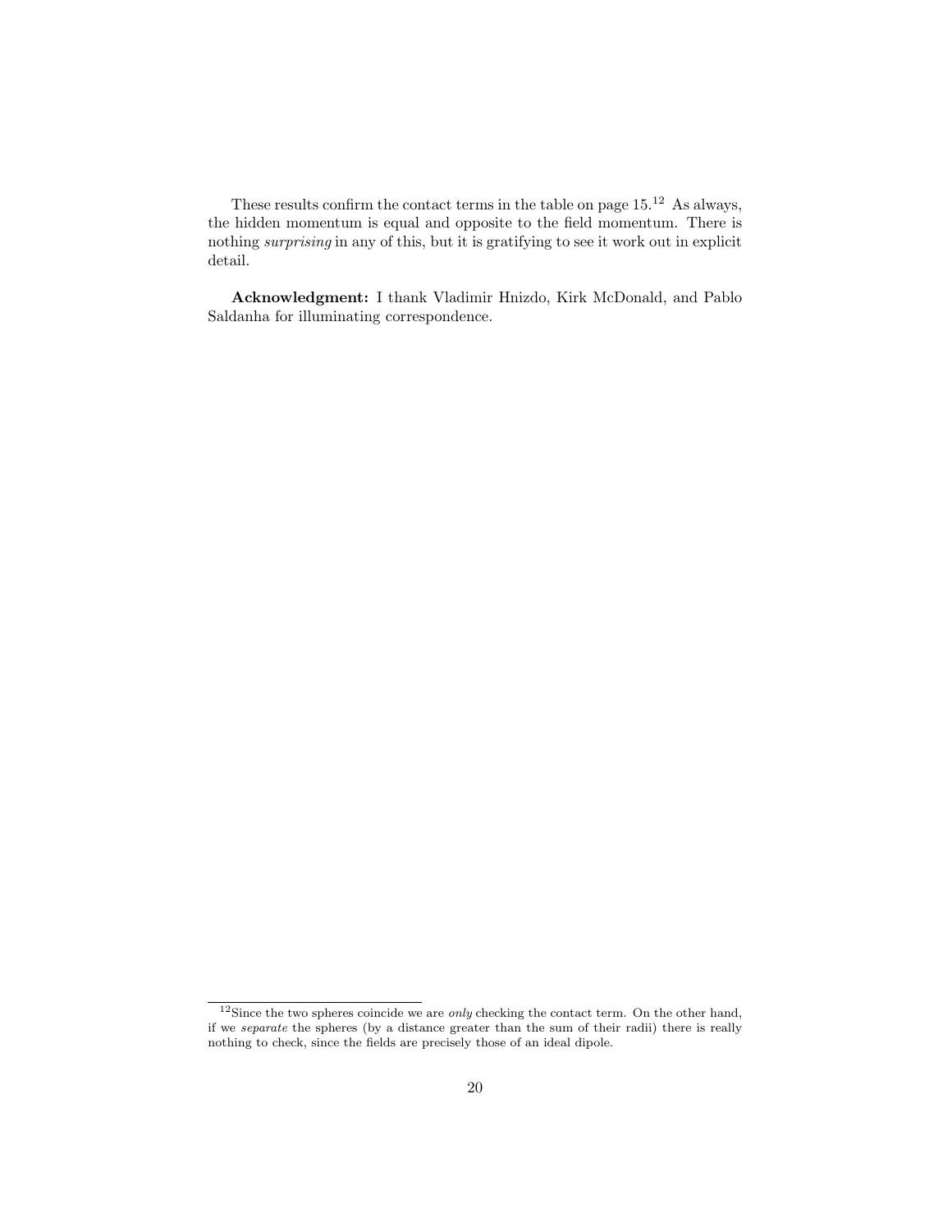These results confirm the contact terms in the table on page 15.[12] As always, the hidden momentum is equal and opposite to the field momentum. There is nothing *surprising* in any of this, but it is gratifying to see it work out in explicit detail.

**Acknowledgment:** I thank Vladimir Hnizdo, Kirk McDonald, and Pablo Saldanha for illuminating correspondence.

---

[12] Since the two spheres coincide we are *only* checking the contact term. On the other hand, if we *separate* the spheres (by a distance greater than the sum of their radii) there is really nothing to check, since the fields are precisely those of an ideal dipole.